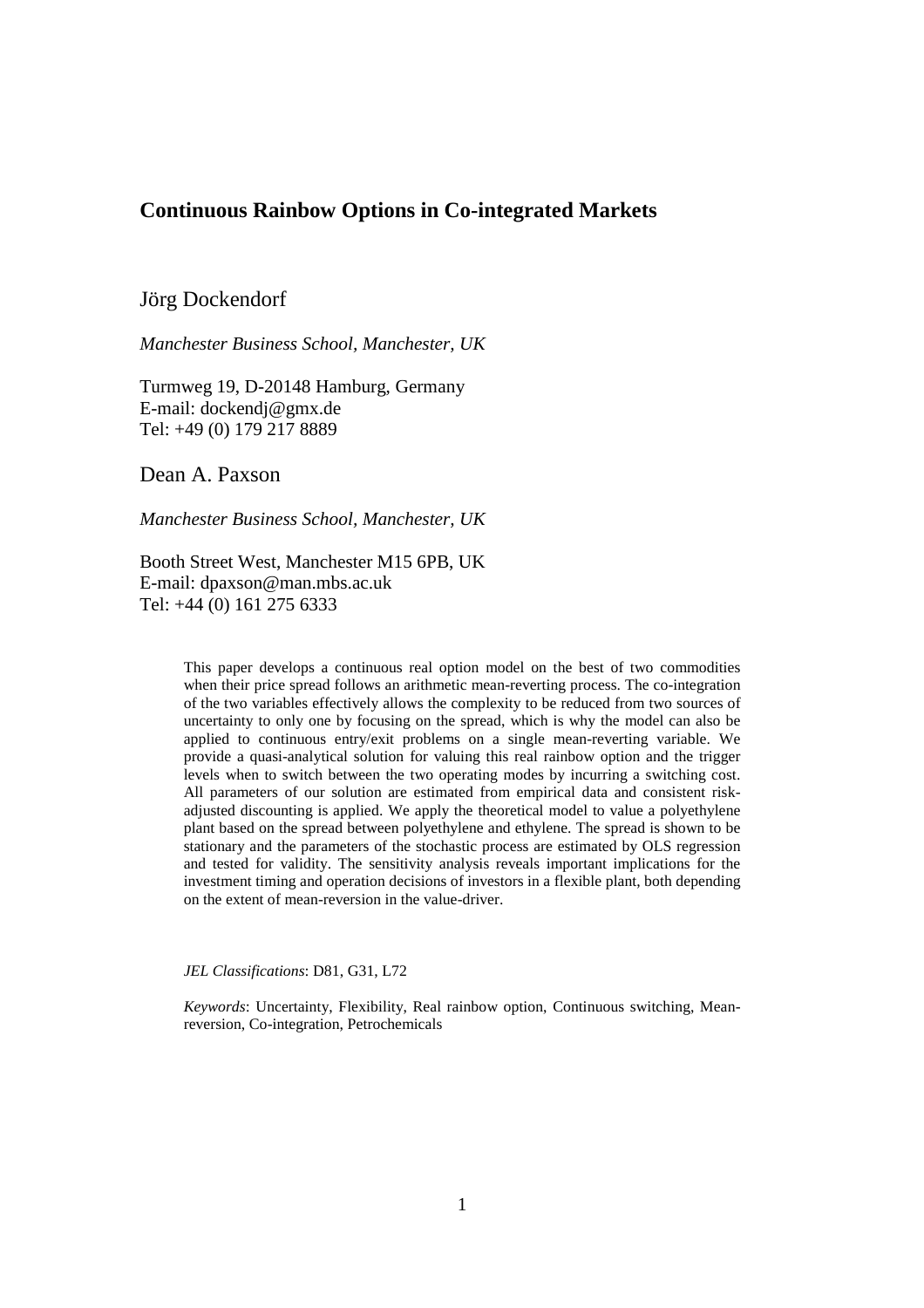# Continuous Rainbow Options in Co-integrated Markets

Jörg Dockendorf

*Manchester Business School, Manchester, UK*

Turmweg 19, D-20148 Hamburg, Germany
E-mail: dockendj@gmx.de
Tel: +49 (0) 179 217 8889

Dean A. Paxson

*Manchester Business School, Manchester, UK*

Booth Street West, Manchester M15 6PB, UK
E-mail: dpaxson@man.mbs.ac.uk
Tel: +44 (0) 161 275 6333

This paper develops a continuous real option model on the best of two commodities when their price spread follows an arithmetic mean-reverting process. The co-integration of the two variables effectively allows the complexity to be reduced from two sources of uncertainty to only one by focusing on the spread, which is why the model can also be applied to continuous entry/exit problems on a single mean-reverting variable. We provide a quasi-analytical solution for valuing this real rainbow option and the trigger levels when to switch between the two operating modes by incurring a switching cost. All parameters of our solution are estimated from empirical data and consistent risk-adjusted discounting is applied. We apply the theoretical model to value a polyethylene plant based on the spread between polyethylene and ethylene. The spread is shown to be stationary and the parameters of the stochastic process are estimated by OLS regression and tested for validity. The sensitivity analysis reveals important implications for the investment timing and operation decisions of investors in a flexible plant, both depending on the extent of mean-reversion in the value-driver.

*JEL Classifications*: D81, G31, L72

*Keywords*: Uncertainty, Flexibility, Real rainbow option, Continuous switching, Mean-reversion, Co-integration, Petrochemicals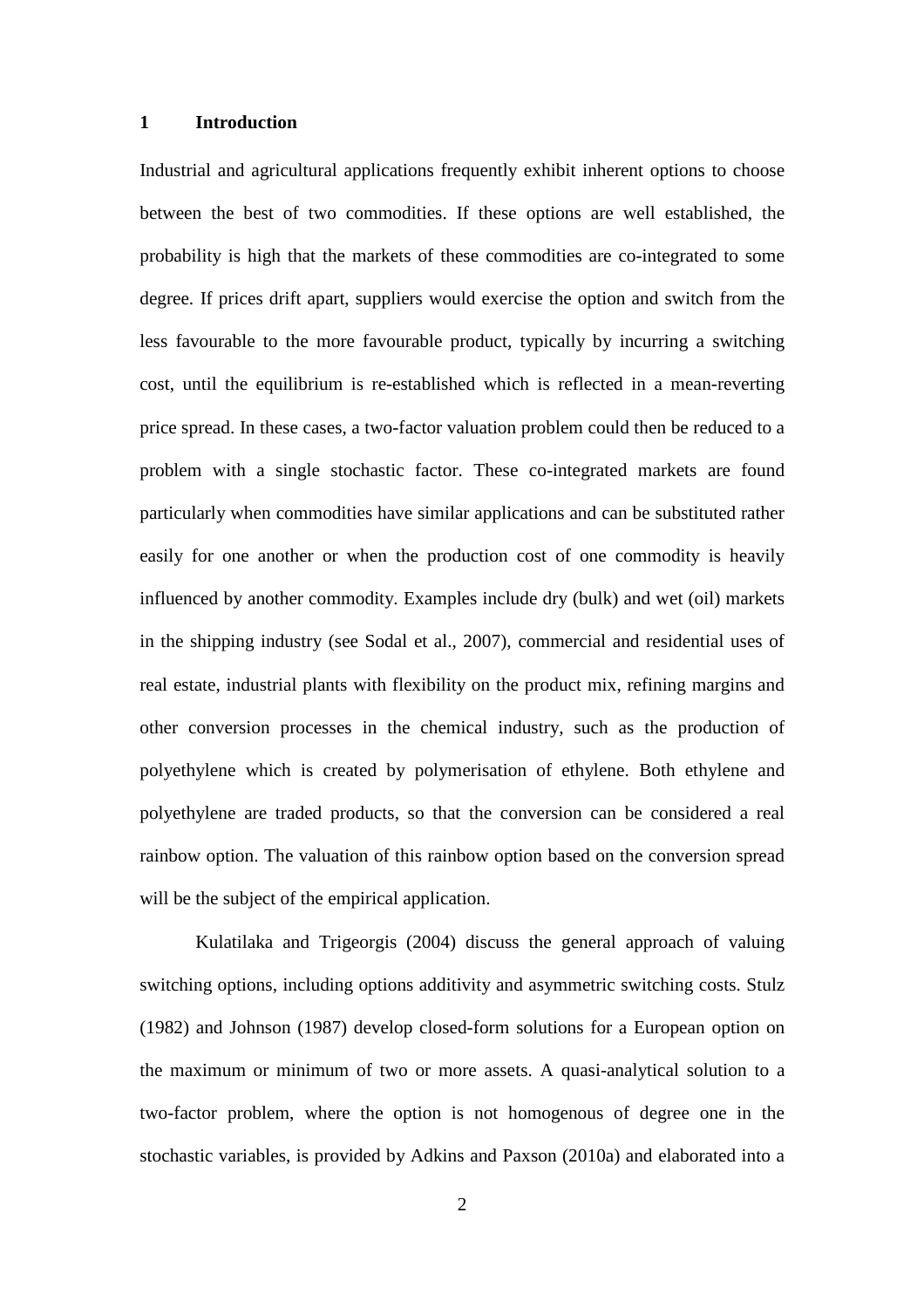# 1 Introduction

Industrial and agricultural applications frequently exhibit inherent options to choose between the best of two commodities. If these options are well established, the probability is high that the markets of these commodities are co-integrated to some degree. If prices drift apart, suppliers would exercise the option and switch from the less favourable to the more favourable product, typically by incurring a switching cost, until the equilibrium is re-established which is reflected in a mean-reverting price spread. In these cases, a two-factor valuation problem could then be reduced to a problem with a single stochastic factor. These co-integrated markets are found particularly when commodities have similar applications and can be substituted rather easily for one another or when the production cost of one commodity is heavily influenced by another commodity. Examples include dry (bulk) and wet (oil) markets in the shipping industry (see Sodal et al., 2007), commercial and residential uses of real estate, industrial plants with flexibility on the product mix, refining margins and other conversion processes in the chemical industry, such as the production of polyethylene which is created by polymerisation of ethylene. Both ethylene and polyethylene are traded products, so that the conversion can be considered a real rainbow option. The valuation of this rainbow option based on the conversion spread will be the subject of the empirical application.

Kulatilaka and Trigeorgis (2004) discuss the general approach of valuing switching options, including options additivity and asymmetric switching costs. Stulz (1982) and Johnson (1987) develop closed-form solutions for a European option on the maximum or minimum of two or more assets. A quasi-analytical solution to a two-factor problem, where the option is not homogenous of degree one in the stochastic variables, is provided by Adkins and Paxson (2010a) and elaborated into a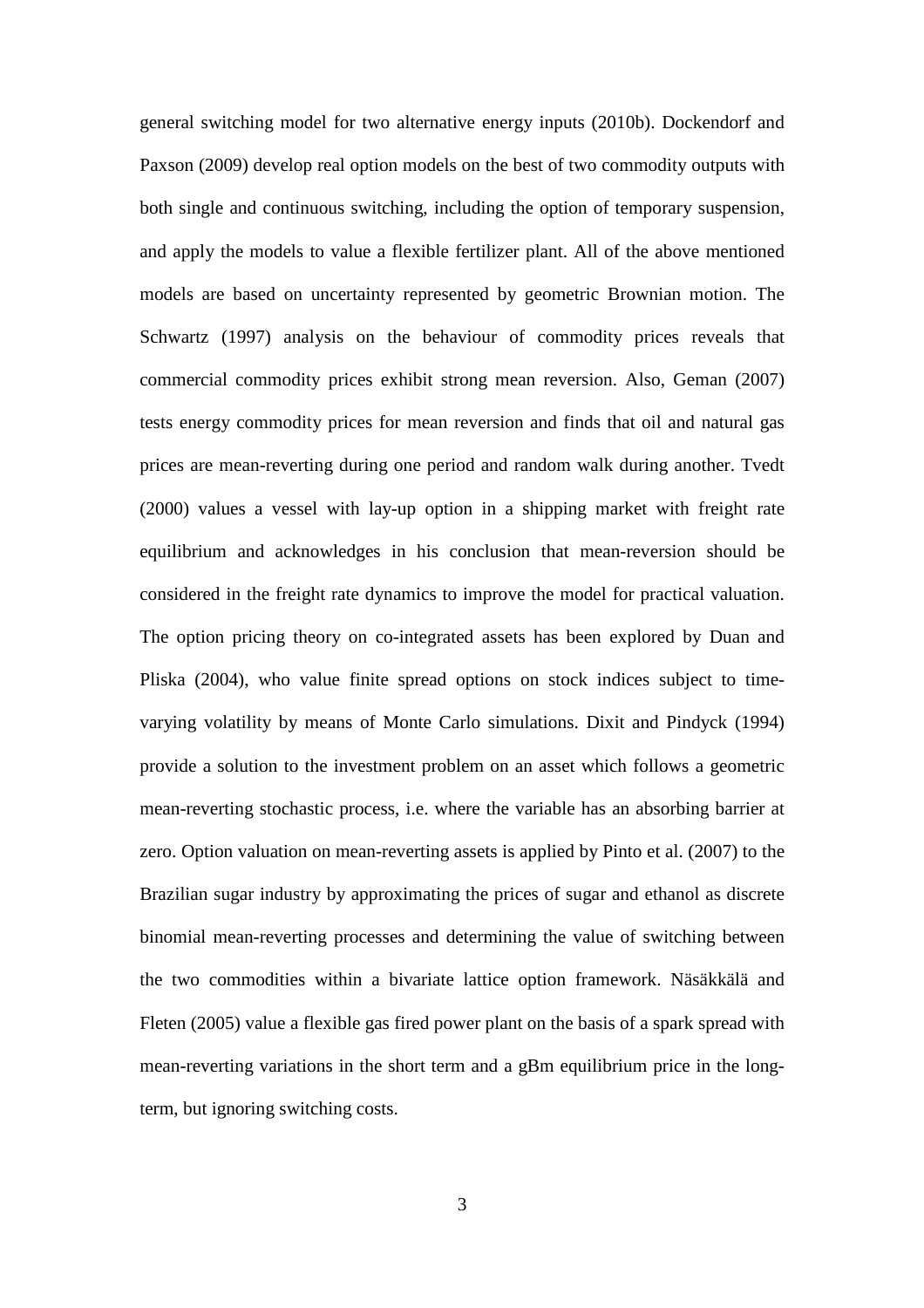general switching model for two alternative energy inputs (2010b). Dockendorf and Paxson (2009) develop real option models on the best of two commodity outputs with both single and continuous switching, including the option of temporary suspension, and apply the models to value a flexible fertilizer plant. All of the above mentioned models are based on uncertainty represented by geometric Brownian motion. The Schwartz (1997) analysis on the behaviour of commodity prices reveals that commercial commodity prices exhibit strong mean reversion. Also, Geman (2007) tests energy commodity prices for mean reversion and finds that oil and natural gas prices are mean-reverting during one period and random walk during another. Tvedt (2000) values a vessel with lay-up option in a shipping market with freight rate equilibrium and acknowledges in his conclusion that mean-reversion should be considered in the freight rate dynamics to improve the model for practical valuation. The option pricing theory on co-integrated assets has been explored by Duan and Pliska (2004), who value finite spread options on stock indices subject to time-varying volatility by means of Monte Carlo simulations. Dixit and Pindyck (1994) provide a solution to the investment problem on an asset which follows a geometric mean-reverting stochastic process, i.e. where the variable has an absorbing barrier at zero. Option valuation on mean-reverting assets is applied by Pinto et al. (2007) to the Brazilian sugar industry by approximating the prices of sugar and ethanol as discrete binomial mean-reverting processes and determining the value of switching between the two commodities within a bivariate lattice option framework. Näsäkkälä and Fleten (2005) value a flexible gas fired power plant on the basis of a spark spread with mean-reverting variations in the short term and a gBm equilibrium price in the long-term, but ignoring switching costs.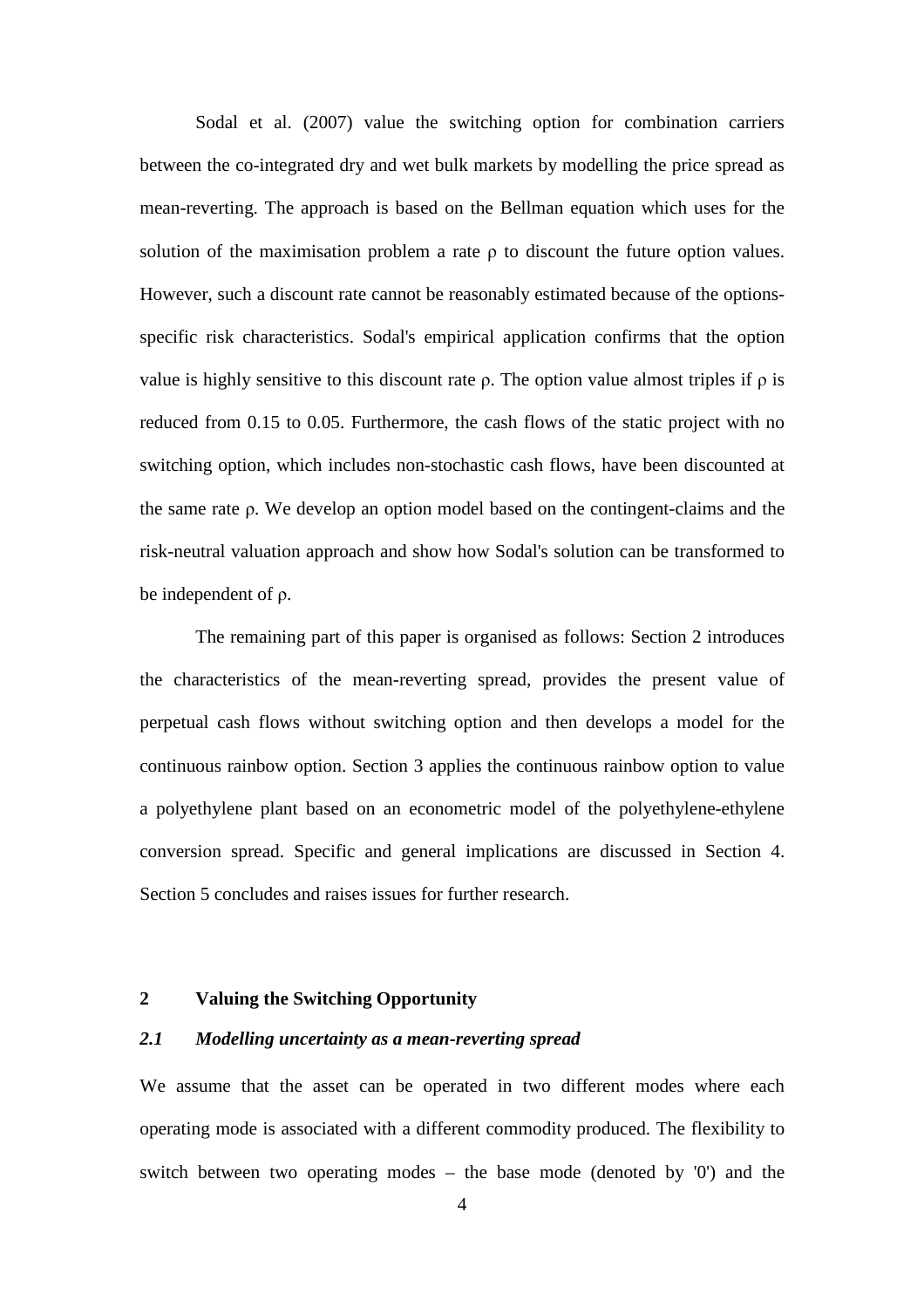Sodal et al. (2007) value the switching option for combination carriers between the co-integrated dry and wet bulk markets by modelling the price spread as mean-reverting. The approach is based on the Bellman equation which uses for the solution of the maximisation problem a rate $\rho$ to discount the future option values. However, such a discount rate cannot be reasonably estimated because of the options-specific risk characteristics. Sodal's empirical application confirms that the option value is highly sensitive to this discount rate $\rho$. The option value almost triples if $\rho$ is reduced from 0.15 to 0.05. Furthermore, the cash flows of the static project with no switching option, which includes non-stochastic cash flows, have been discounted at the same rate $\rho$. We develop an option model based on the contingent-claims and the risk-neutral valuation approach and show how Sodal's solution can be transformed to be independent of $\rho$.

The remaining part of this paper is organised as follows: Section 2 introduces the characteristics of the mean-reverting spread, provides the present value of perpetual cash flows without switching option and then develops a model for the continuous rainbow option. Section 3 applies the continuous rainbow option to value a polyethylene plant based on an econometric model of the polyethylene-ethylene conversion spread. Specific and general implications are discussed in Section 4. Section 5 concludes and raises issues for further research.

## 2 Valuing the Switching Opportunity

### *2.1 Modelling uncertainty as a mean-reverting spread*

We assume that the asset can be operated in two different modes where each operating mode is associated with a different commodity produced. The flexibility to switch between two operating modes – the base mode (denoted by '0') and the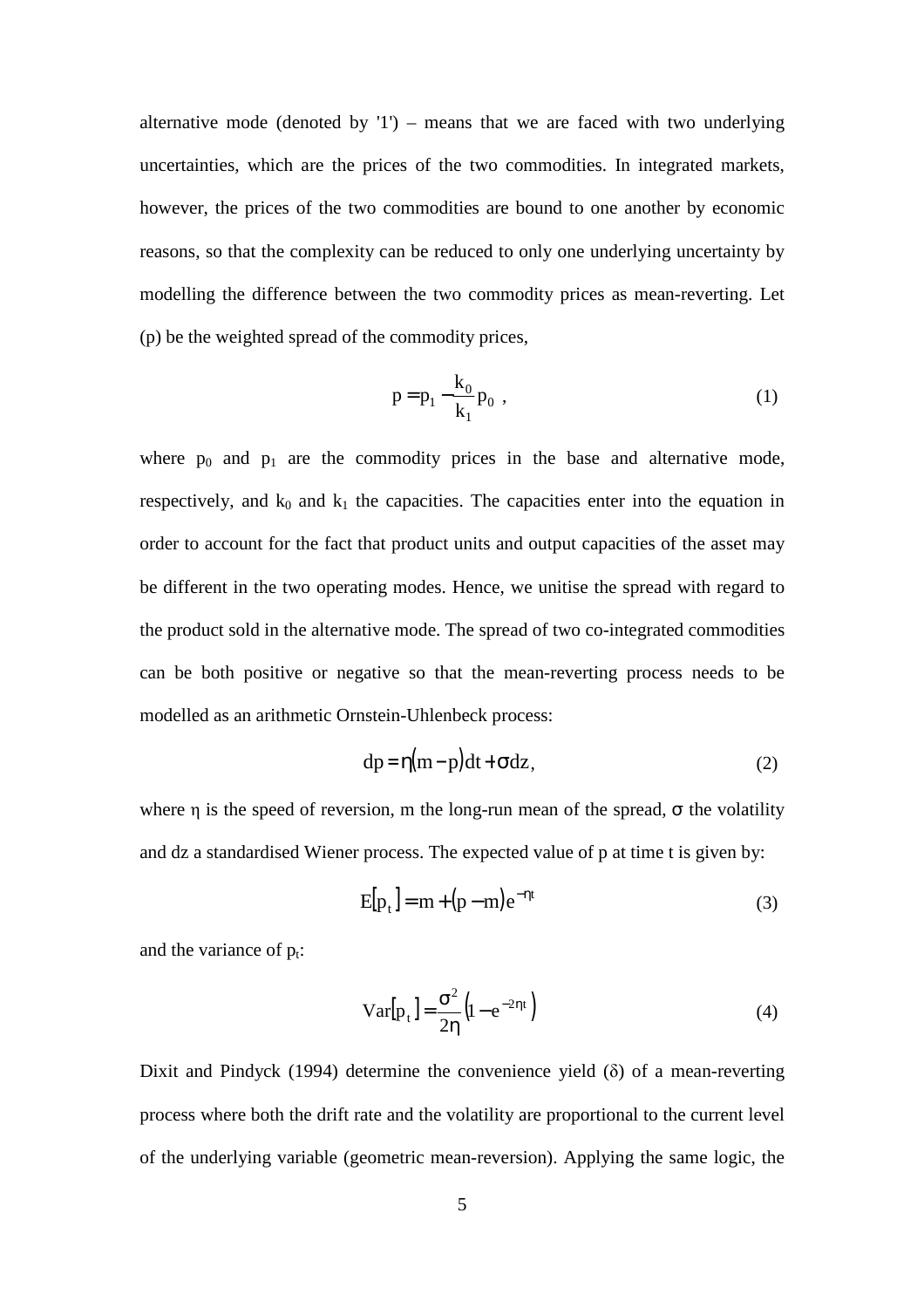alternative mode (denoted by '1') – means that we are faced with two underlying uncertainties, which are the prices of the two commodities. In integrated markets, however, the prices of the two commodities are bound to one another by economic reasons, so that the complexity can be reduced to only one underlying uncertainty by modelling the difference between the two commodity prices as mean-reverting. Let (p) be the weighted spread of the commodity prices,

$$p = p_1 - \frac{k_0}{k_1} p_0 \ , \tag{1}$$

where $p_0$ and $p_1$ are the commodity prices in the base and alternative mode, respectively, and $k_0$ and $k_1$ the capacities. The capacities enter into the equation in order to account for the fact that product units and output capacities of the asset may be different in the two operating modes. Hence, we unitise the spread with regard to the product sold in the alternative mode. The spread of two co-integrated commodities can be both positive or negative so that the mean-reverting process needs to be modelled as an arithmetic Ornstein-Uhlenbeck process:

$$dp = \eta(m - p)dt + \sigma dz, \tag{2}$$

where $\eta$ is the speed of reversion, m the long-run mean of the spread, $\sigma$ the volatility and dz a standardised Wiener process. The expected value of p at time t is given by:

$$E[p_t] = m + (p - m)e^{-\eta t} \tag{3}$$

and the variance of $p_t$:

$$Var[p_t] = \frac{\sigma^2}{2\eta}\left(1 - e^{-2\eta t}\right) \tag{4}$$

Dixit and Pindyck (1994) determine the convenience yield ($\delta$) of a mean-reverting process where both the drift rate and the volatility are proportional to the current level of the underlying variable (geometric mean-reversion). Applying the same logic, the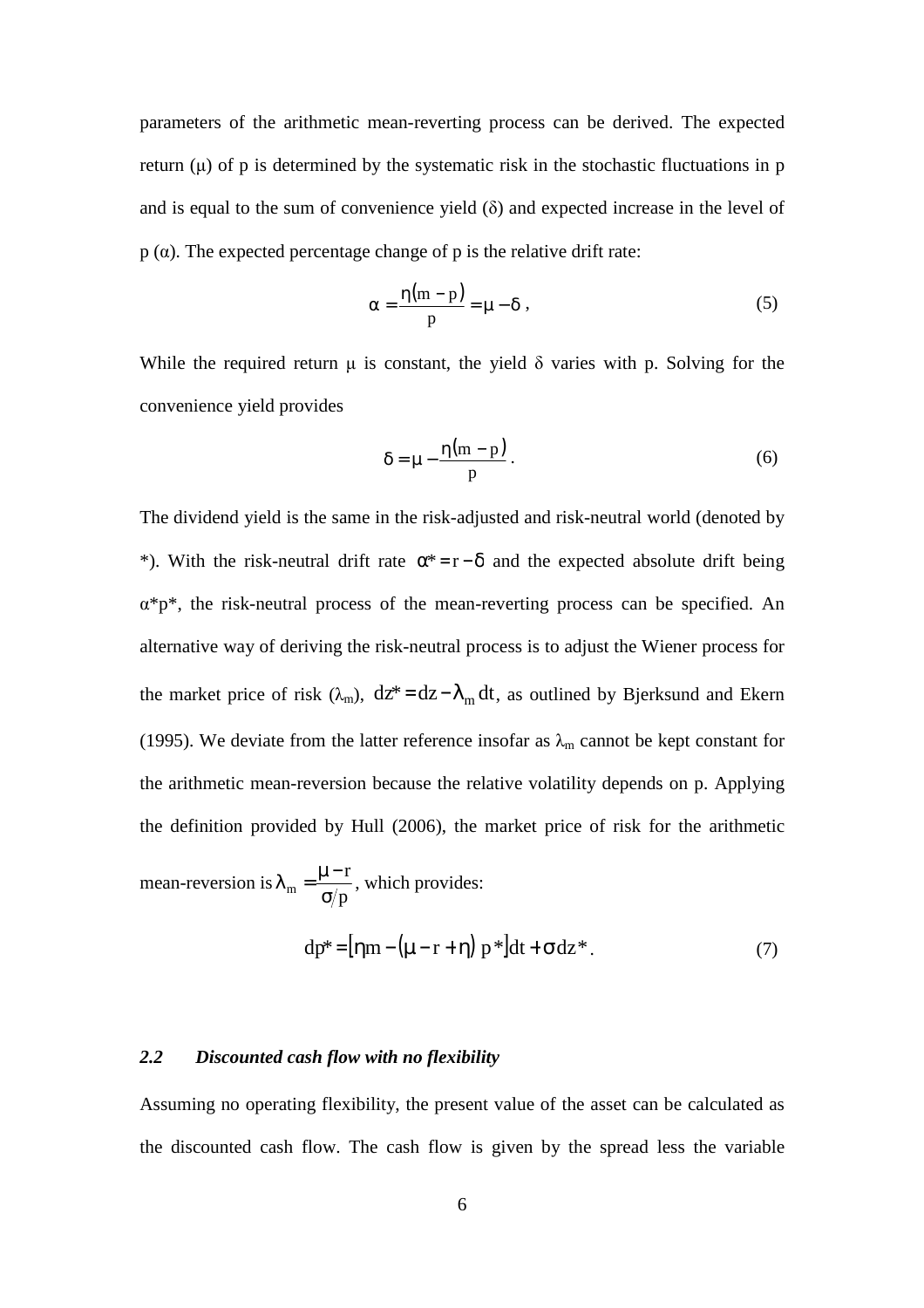parameters of the arithmetic mean-reverting process can be derived. The expected return ($\mu$) of p is determined by the systematic risk in the stochastic fluctuations in p and is equal to the sum of convenience yield ($\delta$) and expected increase in the level of p ($\alpha$). The expected percentage change of p is the relative drift rate:

$$\alpha = \frac{\eta(m - p)}{p} = \mu - \delta \, , \tag{5}$$

While the required return $\mu$ is constant, the yield $\delta$ varies with p. Solving for the convenience yield provides

$$\delta = \mu - \frac{\eta(m - p)}{p} \, . \tag{6}$$

The dividend yield is the same in the risk-adjusted and risk-neutral world (denoted by *). With the risk-neutral drift rate $\alpha^* = r - \delta$ and the expected absolute drift being $\alpha^* p^*$, the risk-neutral process of the mean-reverting process can be specified. An alternative way of deriving the risk-neutral process is to adjust the Wiener process for the market price of risk ($\lambda_m$), $dz^* = dz - \lambda_m dt$, as outlined by Bjerksund and Ekern (1995). We deviate from the latter reference insofar as $\lambda_m$ cannot be kept constant for the arithmetic mean-reversion because the relative volatility depends on p. Applying the definition provided by Hull (2006), the market price of risk for the arithmetic mean-reversion is $\lambda_m = \frac{\mu - r}{\sigma / p}$, which provides:

$$dp^* = \left[\eta m - (\mu - r + \eta)\, p^*\right] dt + \sigma dz^* \, . \tag{7}$$

### *2.2 Discounted cash flow with no flexibility*

Assuming no operating flexibility, the present value of the asset can be calculated as the discounted cash flow. The cash flow is given by the spread less the variable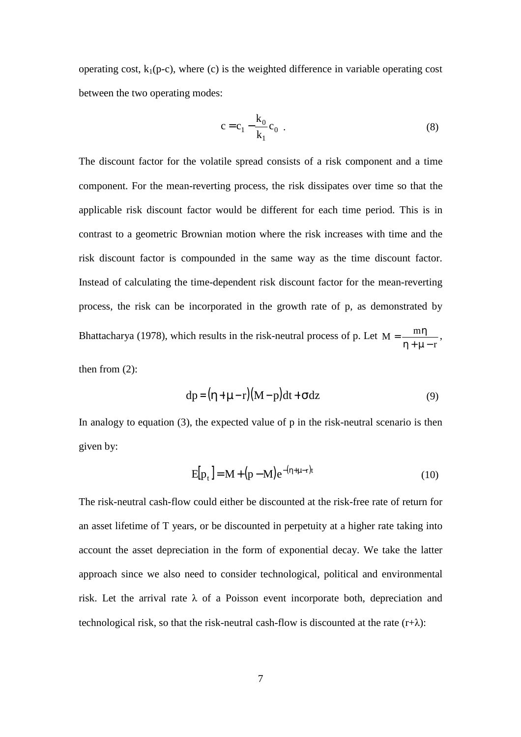operating cost, $k_1(p-c)$, where (c) is the weighted difference in variable operating cost between the two operating modes:

$$c = c_1 - \frac{k_0}{k_1} c_0 \ . \tag{8}$$

The discount factor for the volatile spread consists of a risk component and a time component. For the mean-reverting process, the risk dissipates over time so that the applicable risk discount factor would be different for each time period. This is in contrast to a geometric Brownian motion where the risk increases with time and the risk discount factor is compounded in the same way as the time discount factor. Instead of calculating the time-dependent risk discount factor for the mean-reverting process, the risk can be incorporated in the growth rate of p, as demonstrated by Bhattacharya (1978), which results in the risk-neutral process of p. Let $M = \frac{m\eta}{\eta + \mu - r}$, then from (2):

$$dp = (\eta + \mu - r)(M - p)dt + \sigma dz \tag{9}$$

In analogy to equation (3), the expected value of p in the risk-neutral scenario is then given by:

$$E[p_t] = M + (p - M)e^{-(\eta+\mu-r)t} \tag{10}$$

The risk-neutral cash-flow could either be discounted at the risk-free rate of return for an asset lifetime of T years, or be discounted in perpetuity at a higher rate taking into account the asset depreciation in the form of exponential decay. We take the latter approach since we also need to consider technological, political and environmental risk. Let the arrival rate $\lambda$ of a Poisson event incorporate both, depreciation and technological risk, so that the risk-neutral cash-flow is discounted at the rate $(r+\lambda)$: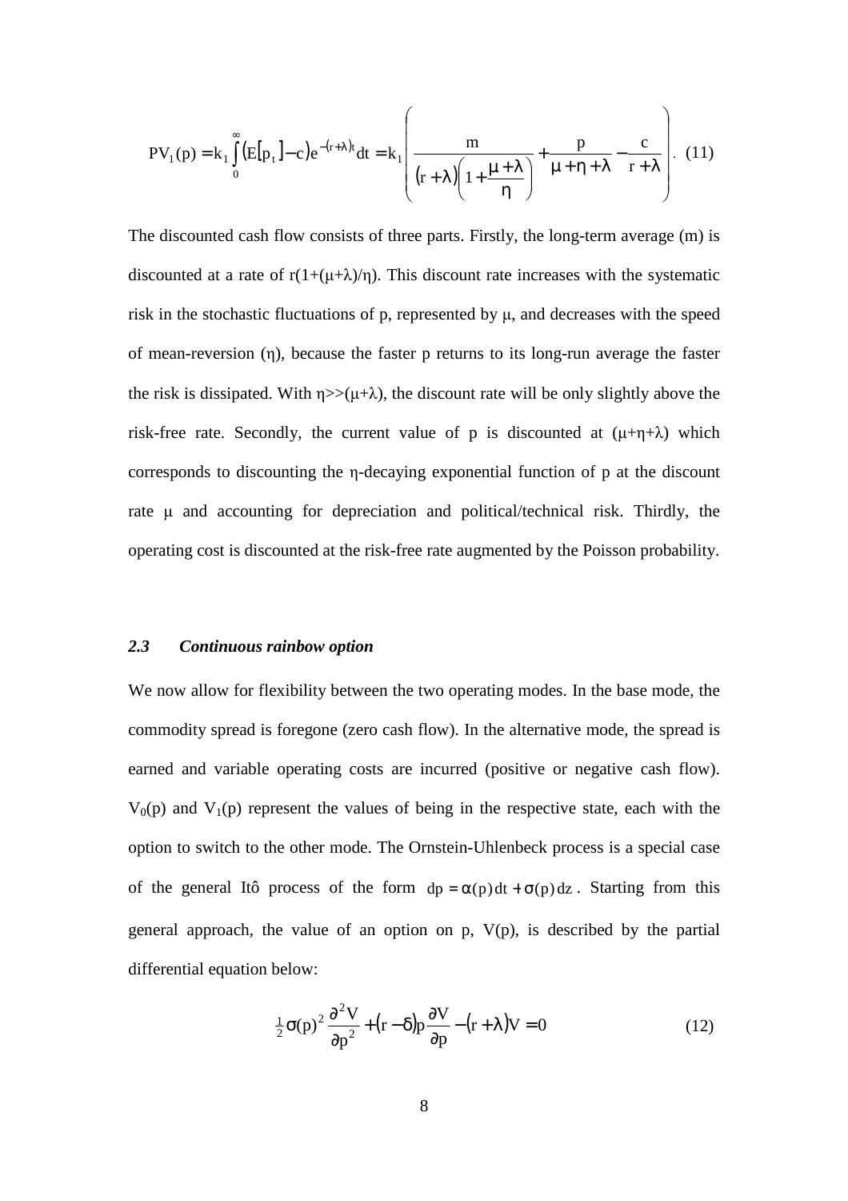$$PV_1(p) = k_1 \int_0^\infty \left(E[p_t] - c\right) e^{-(r+\lambda)t} dt = k_1 \left( \frac{m}{(r+\lambda)\left(1 + \frac{\mu+\lambda}{\eta}\right)} + \frac{p}{\mu+\eta+\lambda} - \frac{c}{r+\lambda} \right). \quad (11)$$

The discounted cash flow consists of three parts. Firstly, the long-term average (m) is discounted at a rate of $r(1+(\mu+\lambda)/\eta)$. This discount rate increases with the systematic risk in the stochastic fluctuations of p, represented by $\mu$, and decreases with the speed of mean-reversion ($\eta$), because the faster p returns to its long-run average the faster the risk is dissipated. With $\eta >> (\mu+\lambda)$, the discount rate will be only slightly above the risk-free rate. Secondly, the current value of p is discounted at $(\mu+\eta+\lambda)$ which corresponds to discounting the $\eta$-decaying exponential function of p at the discount rate $\mu$ and accounting for depreciation and political/technical risk. Thirdly, the operating cost is discounted at the risk-free rate augmented by the Poisson probability.

### *2.3 Continuous rainbow option*

We now allow for flexibility between the two operating modes. In the base mode, the commodity spread is foregone (zero cash flow). In the alternative mode, the spread is earned and variable operating costs are incurred (positive or negative cash flow). $V_0(p)$ and $V_1(p)$ represent the values of being in the respective state, each with the option to switch to the other mode. The Ornstein-Uhlenbeck process is a special case of the general Itô process of the form $dp = \alpha(p)\,dt + \sigma(p)\,dz$. Starting from this general approach, the value of an option on p, V(p), is described by the partial differential equation below:

$$\tfrac{1}{2}\sigma(p)^2 \frac{\partial^2 V}{\partial p^2} + (r-\delta)p\frac{\partial V}{\partial p} - (r+\lambda)V = 0 \quad (12)$$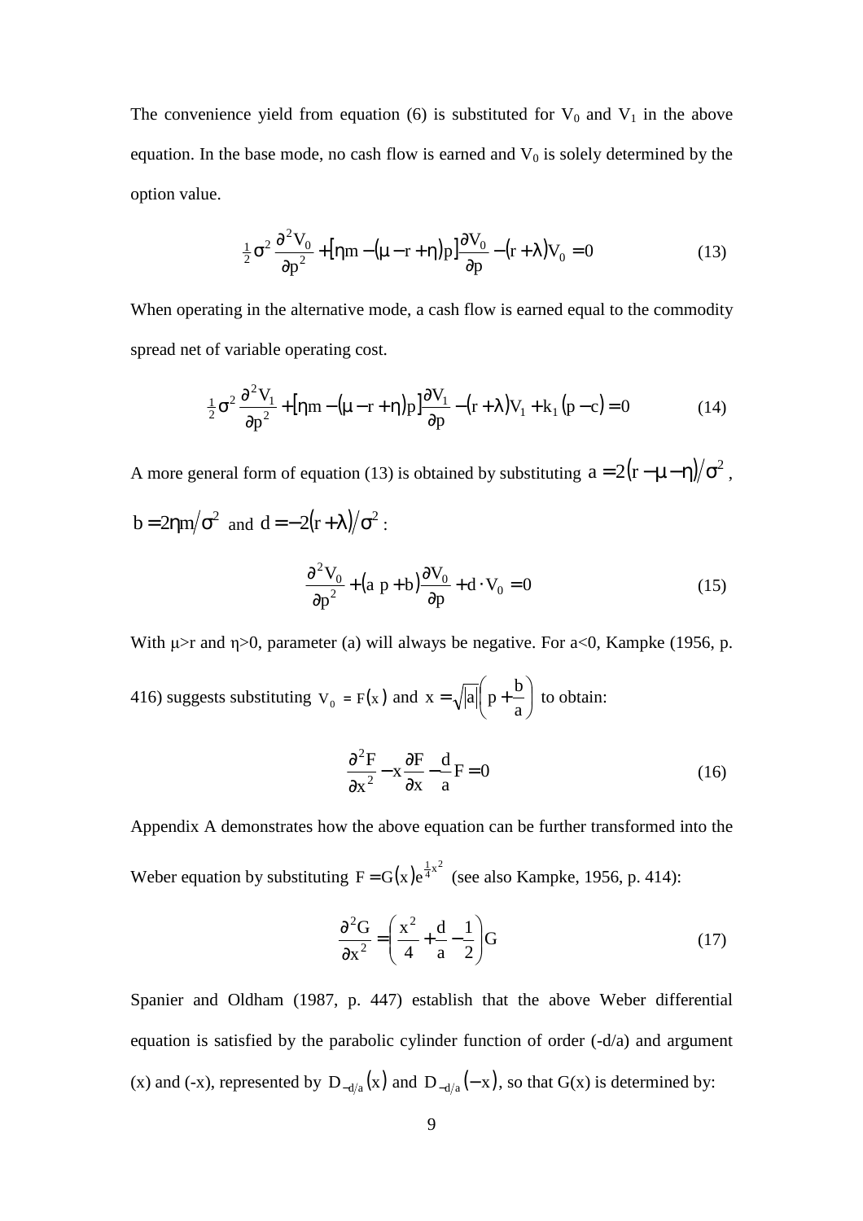The convenience yield from equation (6) is substituted for $V_0$ and $V_1$ in the above equation. In the base mode, no cash flow is earned and $V_0$ is solely determined by the option value.

$$\tfrac{1}{2}\sigma^2 \frac{\partial^2 V_0}{\partial p^2} + [\eta m - (\mu - r + \eta)p]\frac{\partial V_0}{\partial p} - (r + \lambda)V_0 = 0 \tag{13}$$

When operating in the alternative mode, a cash flow is earned equal to the commodity spread net of variable operating cost.

$$\tfrac{1}{2}\sigma^2 \frac{\partial^2 V_1}{\partial p^2} + [\eta m - (\mu - r + \eta)p]\frac{\partial V_1}{\partial p} - (r + \lambda)V_1 + k_1(p - c) = 0 \tag{14}$$

A more general form of equation (13) is obtained by substituting $a = 2(r - \mu - \eta)/\sigma^2$, $b = 2\eta m/\sigma^2$ and $d = -2(r + \lambda)/\sigma^2$:

$$\frac{\partial^2 V_0}{\partial p^2} + (a\,p + b)\frac{\partial V_0}{\partial p} + d \cdot V_0 = 0 \tag{15}$$

With $\mu$>r and $\eta$>0, parameter (a) will always be negative. For a<0, Kampke (1956, p. 416) suggests substituting $V_0 = F(x)$ and $x = \sqrt{|a|}\left(p + \frac{b}{a}\right)$ to obtain:

$$\frac{\partial^2 F}{\partial x^2} - x\frac{\partial F}{\partial x} - \frac{d}{a}F = 0 \tag{16}$$

Appendix A demonstrates how the above equation can be further transformed into the Weber equation by substituting $F = G(x)e^{\frac{1}{4}x^2}$ (see also Kampke, 1956, p. 414):

$$\frac{\partial^2 G}{\partial x^2} = \left(\frac{x^2}{4} + \frac{d}{a} - \frac{1}{2}\right)G \tag{17}$$

Spanier and Oldham (1987, p. 447) establish that the above Weber differential equation is satisfied by the parabolic cylinder function of order (-d/a) and argument (x) and (-x), represented by $D_{-d/a}(x)$ and $D_{-d/a}(-x)$, so that G(x) is determined by: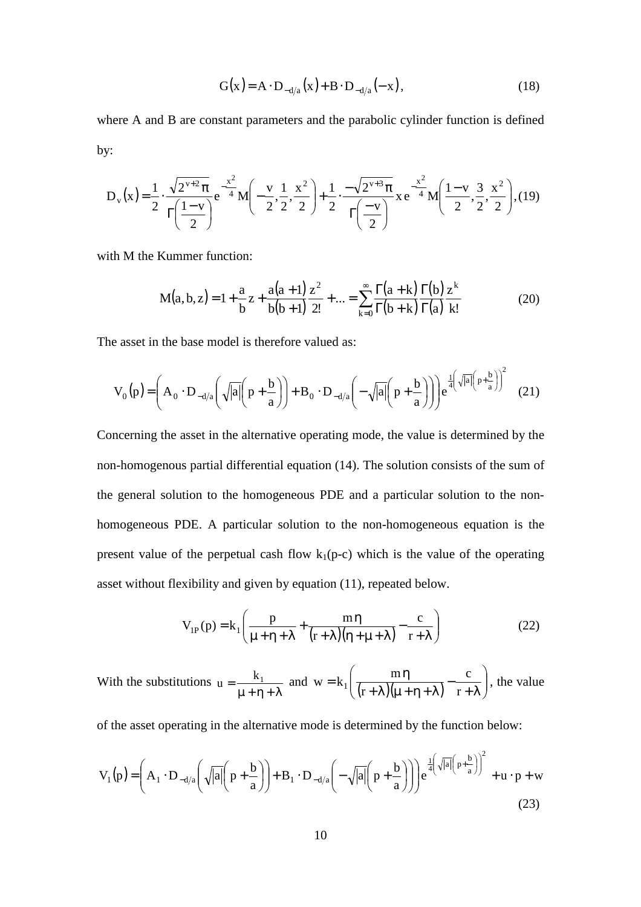$$G(x) = A \cdot D_{-d/a}(x) + B \cdot D_{-d/a}(-x), \tag{18}$$

where A and B are constant parameters and the parabolic cylinder function is defined by:

$$D_v(x) = \frac{1}{2} \cdot \frac{\sqrt{2^{v+2}\pi}}{\Gamma\left(\frac{1-v}{2}\right)} e^{-\frac{x^2}{4}} M\left(-\frac{v}{2}, \frac{1}{2}, \frac{x^2}{2}\right) + \frac{1}{2} \cdot \frac{-\sqrt{2^{v+3}\pi}}{\Gamma\left(\frac{-v}{2}\right)} x\, e^{-\frac{x^2}{4}} M\left(\frac{1-v}{2}, \frac{3}{2}, \frac{x^2}{2}\right), \tag{19}$$

with M the Kummer function:

$$M(a,b,z) = 1 + \frac{a}{b}z + \frac{a(a+1)}{b(b+1)}\frac{z^2}{2!} + \ldots = \sum_{k=0}^{\infty} \frac{\Gamma(a+k)}{\Gamma(b+k)} \frac{\Gamma(b)}{\Gamma(a)} \frac{z^k}{k!} \tag{20}$$

The asset in the base model is therefore valued as:

$$V_0(p) = \left(A_0 \cdot D_{-d/a}\left(\sqrt{|a|}\left(p + \frac{b}{a}\right)\right) + B_0 \cdot D_{-d/a}\left(-\sqrt{|a|}\left(p + \frac{b}{a}\right)\right)\right) e^{\frac{1}{4}\left(\sqrt{|a|}\left(p + \frac{b}{a}\right)\right)^2} \tag{21}$$

Concerning the asset in the alternative operating mode, the value is determined by the non-homogenous partial differential equation (14). The solution consists of the sum of the general solution to the homogeneous PDE and a particular solution to the non-homogeneous PDE. A particular solution to the non-homogeneous equation is the present value of the perpetual cash flow $k_1(p-c)$ which is the value of the operating asset without flexibility and given by equation (11), repeated below.

$$V_{1P}(p) = k_1\left(\frac{p}{\mu + \eta + \lambda} + \frac{m\eta}{(r+\lambda)(\eta + \mu + \lambda)} - \frac{c}{r+\lambda}\right) \tag{22}$$

With the substitutions $u = \frac{k_1}{\mu + \eta + \lambda}$ and $w = k_1\left(\frac{m\eta}{(r+\lambda)(\mu + \eta + \lambda)} - \frac{c}{r+\lambda}\right)$, the value of the asset operating in the alternative mode is determined by the function below:

$$V_1(p) = \left(A_1 \cdot D_{-d/a}\left(\sqrt{|a|}\left(p + \frac{b}{a}\right)\right) + B_1 \cdot D_{-d/a}\left(-\sqrt{|a|}\left(p + \frac{b}{a}\right)\right)\right) e^{\frac{1}{4}\left(\sqrt{|a|}\left(p + \frac{b}{a}\right)\right)^2} + u \cdot p + w \tag{23}$$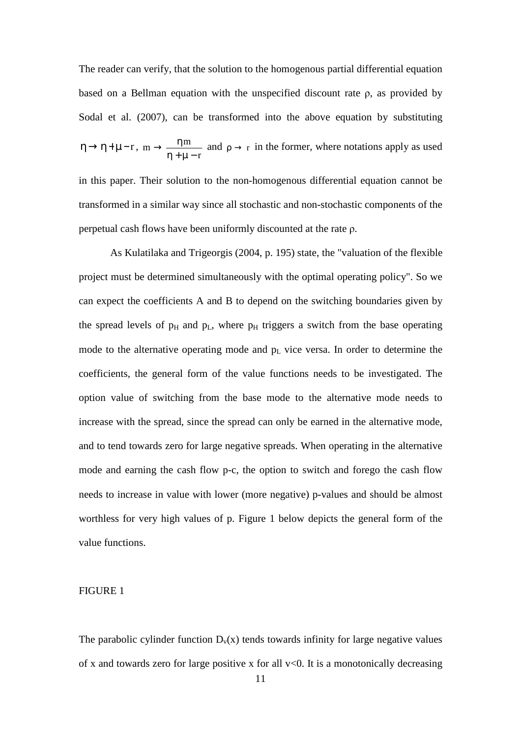The reader can verify, that the solution to the homogenous partial differential equation based on a Bellman equation with the unspecified discount rate $\rho$, as provided by Sodal et al. (2007), can be transformed into the above equation by substituting $\eta \rightarrow \eta + \mu - r$, $m \rightarrow \frac{\eta m}{\eta + \mu - r}$ and $\rho \rightarrow r$ in the former, where notations apply as used in this paper. Their solution to the non-homogenous differential equation cannot be transformed in a similar way since all stochastic and non-stochastic components of the perpetual cash flows have been uniformly discounted at the rate $\rho$.

As Kulatilaka and Trigeorgis (2004, p. 195) state, the "valuation of the flexible project must be determined simultaneously with the optimal operating policy". So we can expect the coefficients A and B to depend on the switching boundaries given by the spread levels of $p_H$ and $p_L$, where $p_H$ triggers a switch from the base operating mode to the alternative operating mode and $p_L$ vice versa. In order to determine the coefficients, the general form of the value functions needs to be investigated. The option value of switching from the base mode to the alternative mode needs to increase with the spread, since the spread can only be earned in the alternative mode, and to tend towards zero for large negative spreads. When operating in the alternative mode and earning the cash flow p-c, the option to switch and forego the cash flow needs to increase in value with lower (more negative) p-values and should be almost worthless for very high values of p. Figure 1 below depicts the general form of the value functions.

FIGURE 1

The parabolic cylinder function $D_v(x)$ tends towards infinity for large negative values of x and towards zero for large positive x for all $v<0$. It is a monotonically decreasing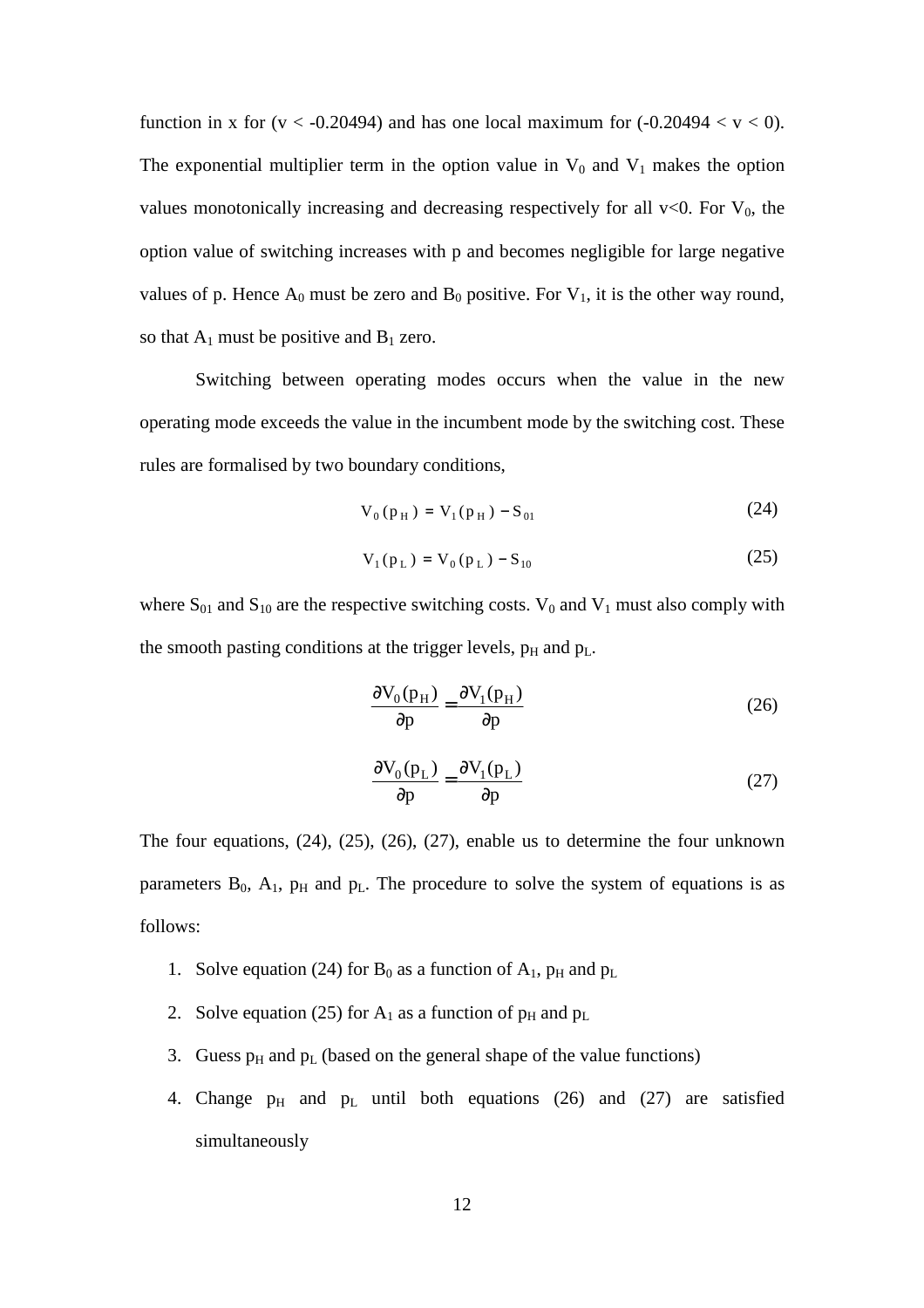function in x for ($v < -0.20494$) and has one local maximum for ($-0.20494 < v < 0$). The exponential multiplier term in the option value in $V_0$ and $V_1$ makes the option values monotonically increasing and decreasing respectively for all $v<0$. For $V_0$, the option value of switching increases with p and becomes negligible for large negative values of p. Hence $A_0$ must be zero and $B_0$ positive. For $V_1$, it is the other way round, so that $A_1$ must be positive and $B_1$ zero.

Switching between operating modes occurs when the value in the new operating mode exceeds the value in the incumbent mode by the switching cost. These rules are formalised by two boundary conditions,

$$V_0(p_H) = V_1(p_H) - S_{01} \tag{24}$$

$$V_1(p_L) = V_0(p_L) - S_{10} \tag{25}$$

where $S_{01}$ and $S_{10}$ are the respective switching costs. $V_0$ and $V_1$ must also comply with the smooth pasting conditions at the trigger levels, $p_H$ and $p_L$.

$$\frac{\partial V_0(p_H)}{\partial p} = \frac{\partial V_1(p_H)}{\partial p} \tag{26}$$

$$\frac{\partial V_0(p_L)}{\partial p} = \frac{\partial V_1(p_L)}{\partial p} \tag{27}$$

The four equations, (24), (25), (26), (27), enable us to determine the four unknown parameters $B_0$, $A_1$, $p_H$ and $p_L$. The procedure to solve the system of equations is as follows:

1. Solve equation (24) for $B_0$ as a function of $A_1$, $p_H$ and $p_L$
2. Solve equation (25) for $A_1$ as a function of $p_H$ and $p_L$
3. Guess $p_H$ and $p_L$ (based on the general shape of the value functions)
4. Change $p_H$ and $p_L$ until both equations (26) and (27) are satisfied simultaneously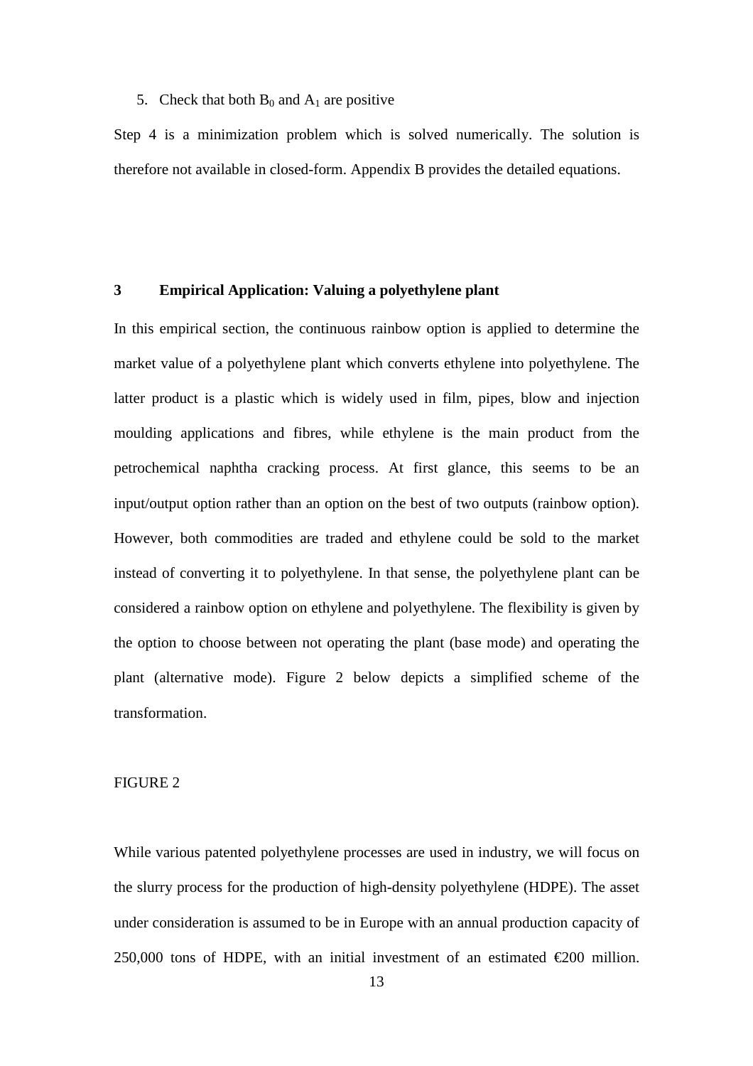5. Check that both $B_0$ and $A_1$ are positive

Step 4 is a minimization problem which is solved numerically. The solution is therefore not available in closed-form. Appendix B provides the detailed equations.

## 3 Empirical Application: Valuing a polyethylene plant

In this empirical section, the continuous rainbow option is applied to determine the market value of a polyethylene plant which converts ethylene into polyethylene. The latter product is a plastic which is widely used in film, pipes, blow and injection moulding applications and fibres, while ethylene is the main product from the petrochemical naphtha cracking process. At first glance, this seems to be an input/output option rather than an option on the best of two outputs (rainbow option). However, both commodities are traded and ethylene could be sold to the market instead of converting it to polyethylene. In that sense, the polyethylene plant can be considered a rainbow option on ethylene and polyethylene. The flexibility is given by the option to choose between not operating the plant (base mode) and operating the plant (alternative mode). Figure 2 below depicts a simplified scheme of the transformation.

FIGURE 2

While various patented polyethylene processes are used in industry, we will focus on the slurry process for the production of high-density polyethylene (HDPE). The asset under consideration is assumed to be in Europe with an annual production capacity of 250,000 tons of HDPE, with an initial investment of an estimated €200 million.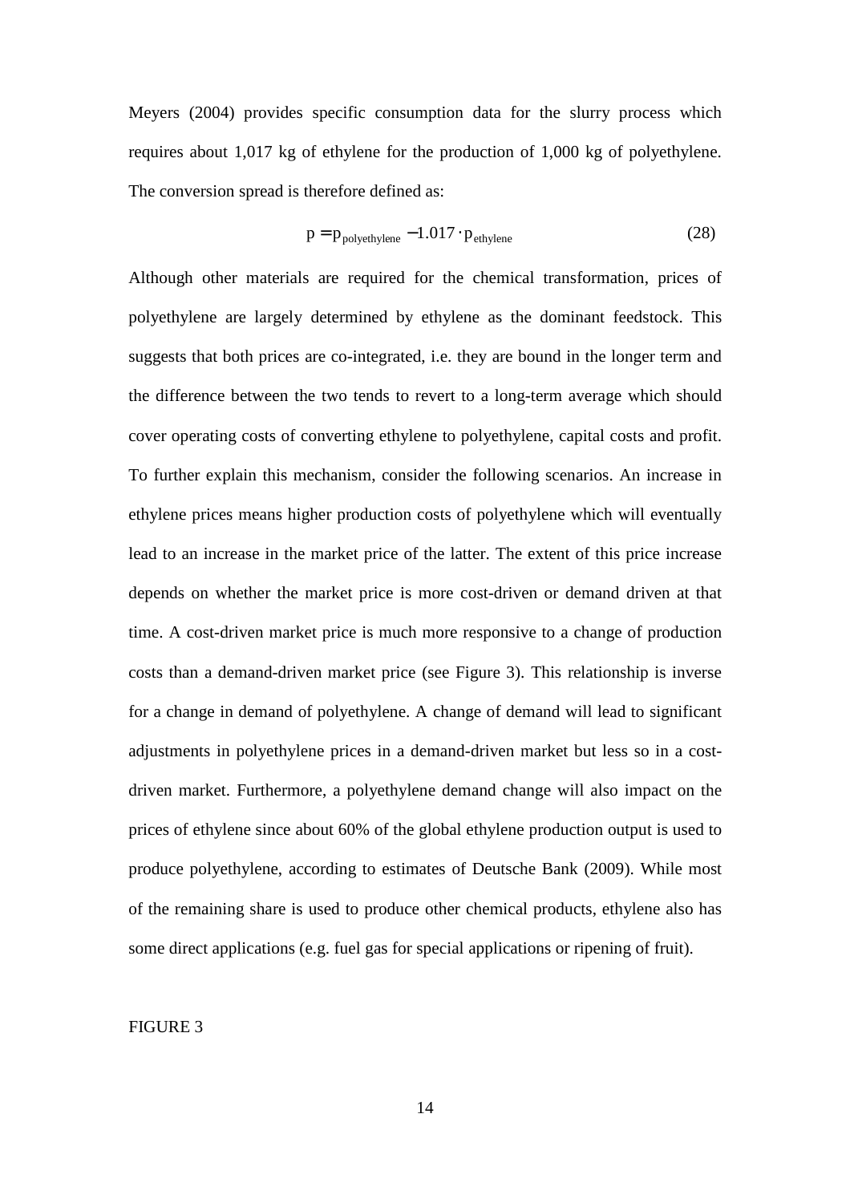Meyers (2004) provides specific consumption data for the slurry process which requires about 1,017 kg of ethylene for the production of 1,000 kg of polyethylene. The conversion spread is therefore defined as:

$$p = p_{polyethylene} - 1.017 \cdot p_{ethylene} \tag{28}$$

Although other materials are required for the chemical transformation, prices of polyethylene are largely determined by ethylene as the dominant feedstock. This suggests that both prices are co-integrated, i.e. they are bound in the longer term and the difference between the two tends to revert to a long-term average which should cover operating costs of converting ethylene to polyethylene, capital costs and profit. To further explain this mechanism, consider the following scenarios. An increase in ethylene prices means higher production costs of polyethylene which will eventually lead to an increase in the market price of the latter. The extent of this price increase depends on whether the market price is more cost-driven or demand driven at that time. A cost-driven market price is much more responsive to a change of production costs than a demand-driven market price (see Figure 3). This relationship is inverse for a change in demand of polyethylene. A change of demand will lead to significant adjustments in polyethylene prices in a demand-driven market but less so in a cost-driven market. Furthermore, a polyethylene demand change will also impact on the prices of ethylene since about 60% of the global ethylene production output is used to produce polyethylene, according to estimates of Deutsche Bank (2009). While most of the remaining share is used to produce other chemical products, ethylene also has some direct applications (e.g. fuel gas for special applications or ripening of fruit).

FIGURE 3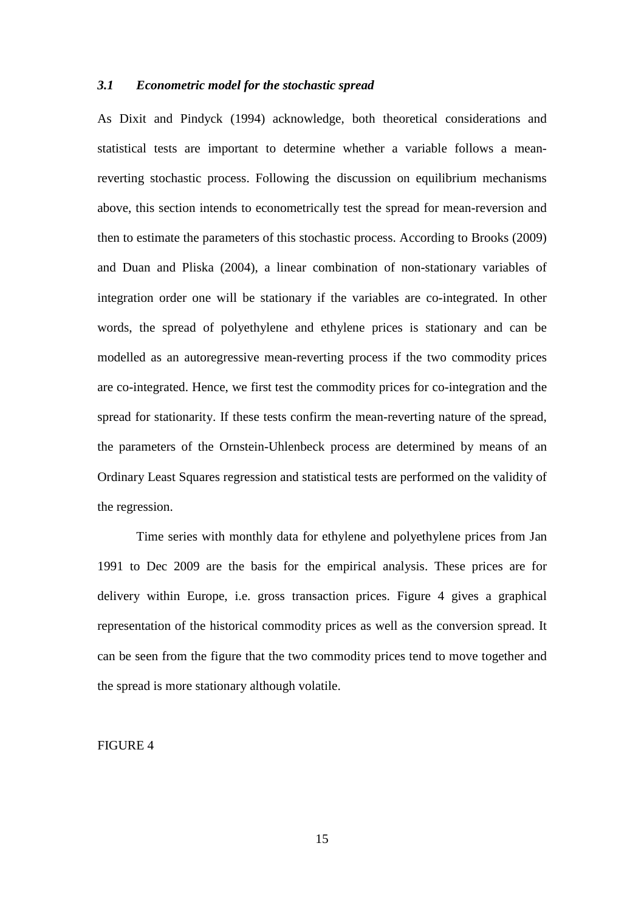### *3.1 Econometric model for the stochastic spread*

As Dixit and Pindyck (1994) acknowledge, both theoretical considerations and statistical tests are important to determine whether a variable follows a mean-reverting stochastic process. Following the discussion on equilibrium mechanisms above, this section intends to econometrically test the spread for mean-reversion and then to estimate the parameters of this stochastic process. According to Brooks (2009) and Duan and Pliska (2004), a linear combination of non-stationary variables of integration order one will be stationary if the variables are co-integrated. In other words, the spread of polyethylene and ethylene prices is stationary and can be modelled as an autoregressive mean-reverting process if the two commodity prices are co-integrated. Hence, we first test the commodity prices for co-integration and the spread for stationarity. If these tests confirm the mean-reverting nature of the spread, the parameters of the Ornstein-Uhlenbeck process are determined by means of an Ordinary Least Squares regression and statistical tests are performed on the validity of the regression.

Time series with monthly data for ethylene and polyethylene prices from Jan 1991 to Dec 2009 are the basis for the empirical analysis. These prices are for delivery within Europe, i.e. gross transaction prices. Figure 4 gives a graphical representation of the historical commodity prices as well as the conversion spread. It can be seen from the figure that the two commodity prices tend to move together and the spread is more stationary although volatile.

FIGURE 4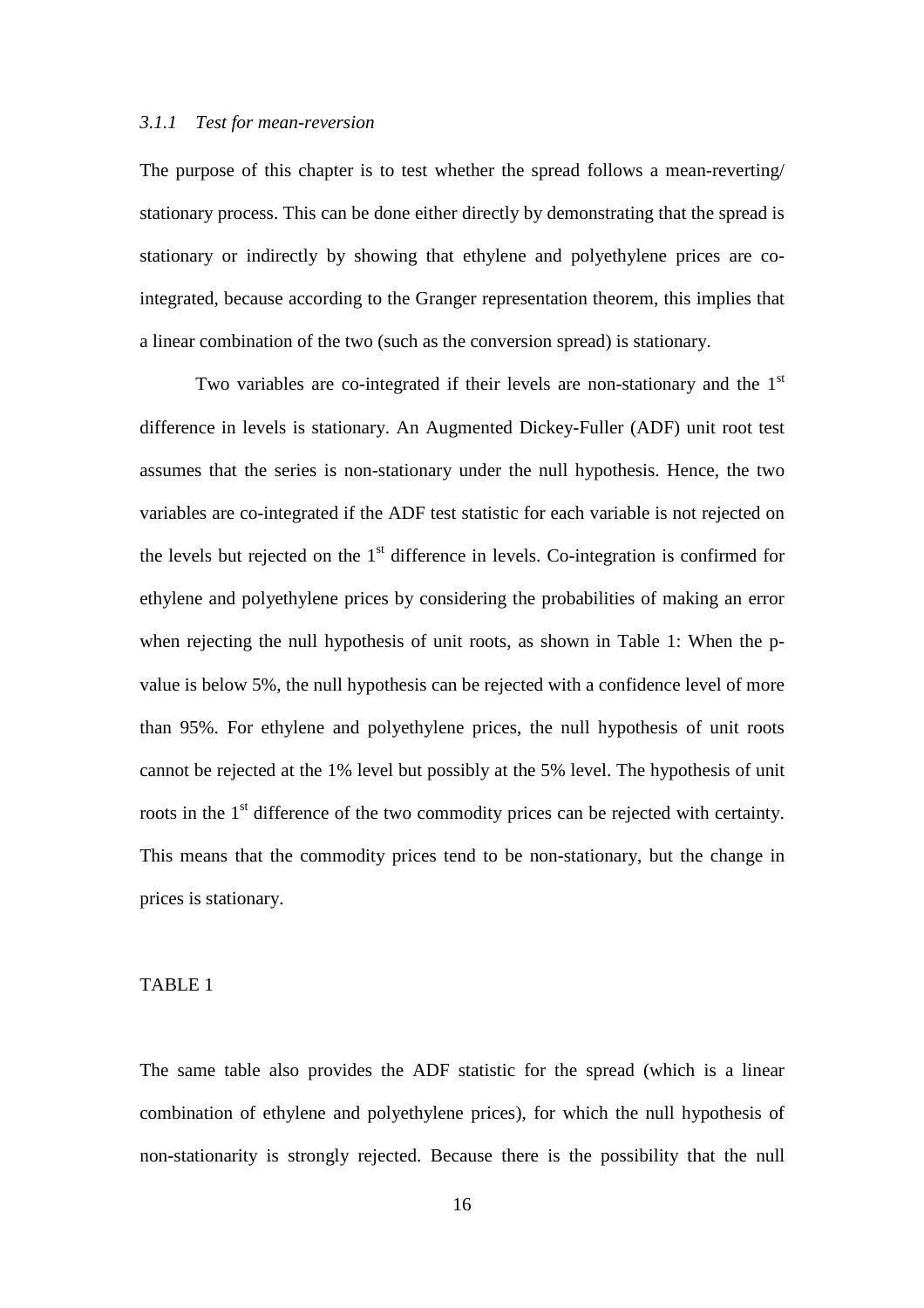### *3.1.1 Test for mean-reversion*

The purpose of this chapter is to test whether the spread follows a mean-reverting/ stationary process. This can be done either directly by demonstrating that the spread is stationary or indirectly by showing that ethylene and polyethylene prices are co-integrated, because according to the Granger representation theorem, this implies that a linear combination of the two (such as the conversion spread) is stationary.

Two variables are co-integrated if their levels are non-stationary and the 1st difference in levels is stationary. An Augmented Dickey-Fuller (ADF) unit root test assumes that the series is non-stationary under the null hypothesis. Hence, the two variables are co-integrated if the ADF test statistic for each variable is not rejected on the levels but rejected on the 1st difference in levels. Co-integration is confirmed for ethylene and polyethylene prices by considering the probabilities of making an error when rejecting the null hypothesis of unit roots, as shown in Table 1: When the p-value is below 5%, the null hypothesis can be rejected with a confidence level of more than 95%. For ethylene and polyethylene prices, the null hypothesis of unit roots cannot be rejected at the 1% level but possibly at the 5% level. The hypothesis of unit roots in the 1st difference of the two commodity prices can be rejected with certainty. This means that the commodity prices tend to be non-stationary, but the change in prices is stationary.

TABLE 1

The same table also provides the ADF statistic for the spread (which is a linear combination of ethylene and polyethylene prices), for which the null hypothesis of non-stationarity is strongly rejected. Because there is the possibility that the null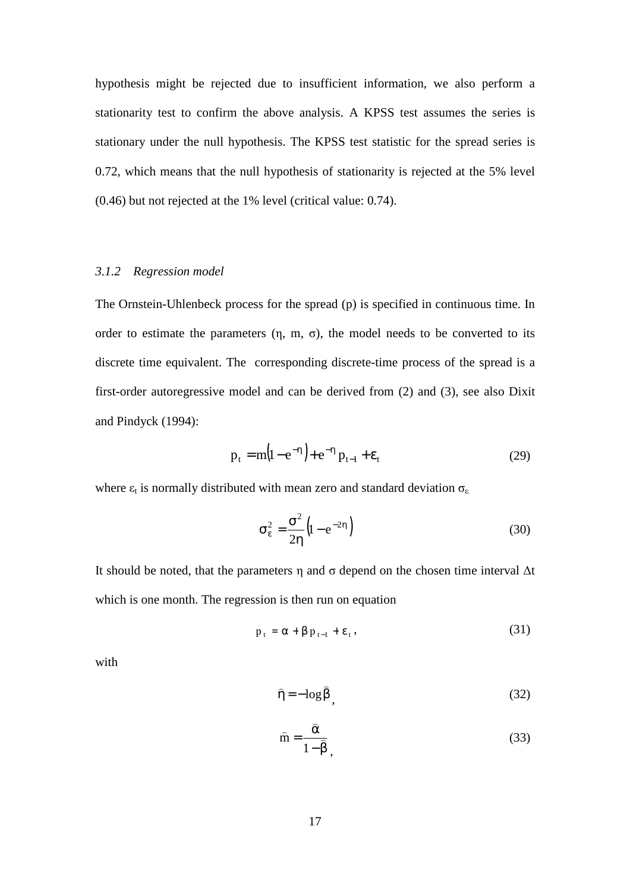hypothesis might be rejected due to insufficient information, we also perform a stationarity test to confirm the above analysis. A KPSS test assumes the series is stationary under the null hypothesis. The KPSS test statistic for the spread series is 0.72, which means that the null hypothesis of stationarity is rejected at the 5% level (0.46) but not rejected at the 1% level (critical value: 0.74).

### *3.1.2 Regression model*

The Ornstein-Uhlenbeck process for the spread (p) is specified in continuous time. In order to estimate the parameters ($\eta$, m, $\sigma$), the model needs to be converted to its discrete time equivalent. The corresponding discrete-time process of the spread is a first-order autoregressive model and can be derived from (2) and (3), see also Dixit and Pindyck (1994):

$$p_t = m\left(1 - e^{-\eta}\right) + e^{-\eta} p_{t-1} + \varepsilon_t \tag{29}$$

where $\varepsilon_t$ is normally distributed with mean zero and standard deviation $\sigma_\varepsilon$

$$\sigma_\varepsilon^2 = \frac{\sigma^2}{2\eta}\left(1 - e^{-2\eta}\right) \tag{30}$$

It should be noted, that the parameters $\eta$ and $\sigma$ depend on the chosen time interval $\Delta t$ which is one month. The regression is then run on equation

$$p_t = \alpha + \beta p_{t-1} + \varepsilon_t, \tag{31}$$

with

$$\hat{\eta} = -\log \hat{\beta}, \tag{32}$$

$$\hat{m} = \frac{\hat{\alpha}}{1 - \hat{\beta}}, \tag{33}$$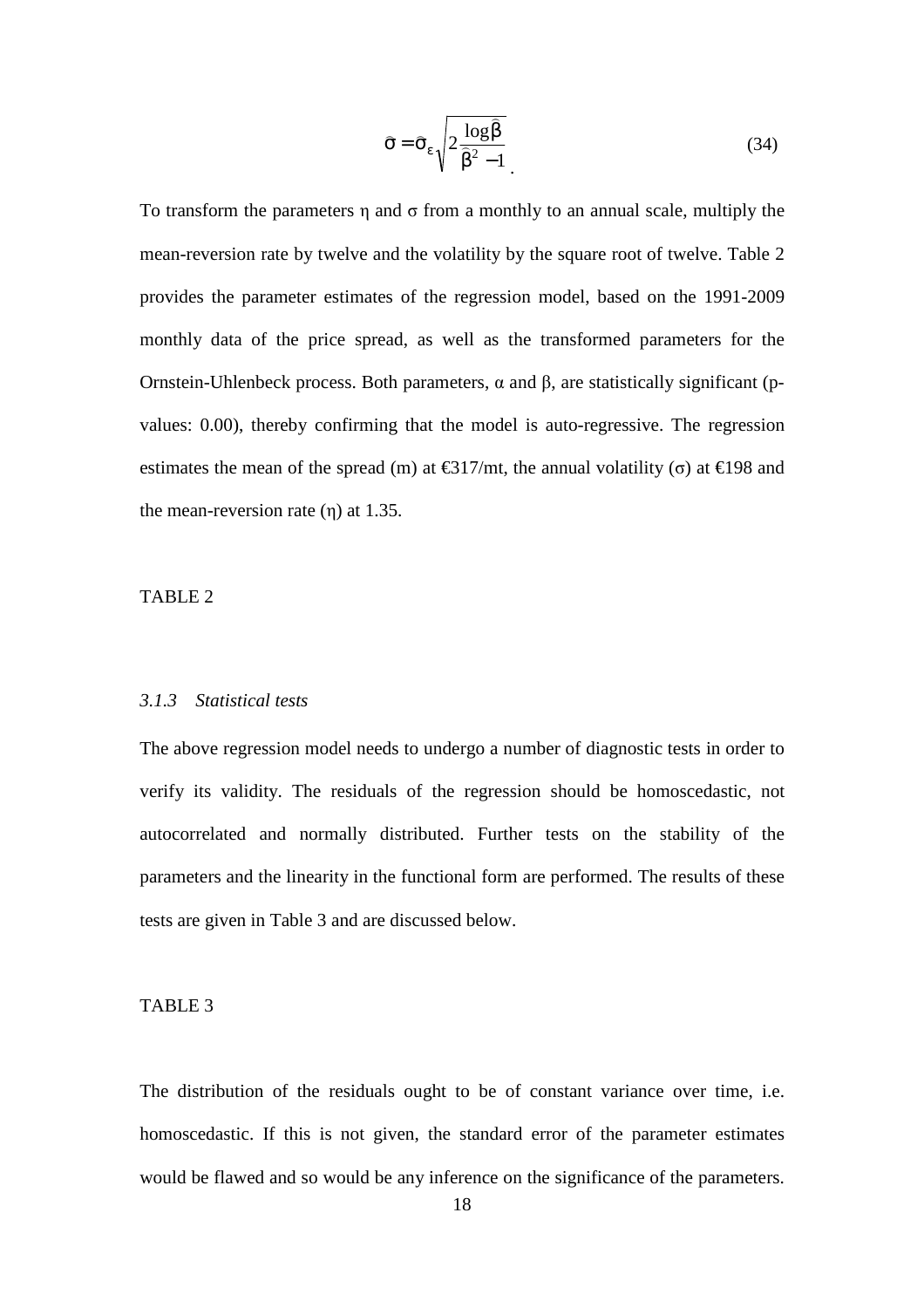$$\hat{\sigma} = \hat{\sigma}_{\varepsilon} \sqrt{2 \frac{\log \hat{\beta}}{\hat{\beta}^2 - 1}} \quad (34)$$

To transform the parameters η and σ from a monthly to an annual scale, multiply the mean-reversion rate by twelve and the volatility by the square root of twelve. Table 2 provides the parameter estimates of the regression model, based on the 1991-2009 monthly data of the price spread, as well as the transformed parameters for the Ornstein-Uhlenbeck process. Both parameters, α and β, are statistically significant (p-values: 0.00), thereby confirming that the model is auto-regressive. The regression estimates the mean of the spread (m) at €317/mt, the annual volatility (σ) at €198 and the mean-reversion rate (η) at 1.35.

TABLE 2

### *3.1.3 Statistical tests*

The above regression model needs to undergo a number of diagnostic tests in order to verify its validity. The residuals of the regression should be homoscedastic, not autocorrelated and normally distributed. Further tests on the stability of the parameters and the linearity in the functional form are performed. The results of these tests are given in Table 3 and are discussed below.

TABLE 3

The distribution of the residuals ought to be of constant variance over time, i.e. homoscedastic. If this is not given, the standard error of the parameter estimates would be flawed and so would be any inference on the significance of the parameters.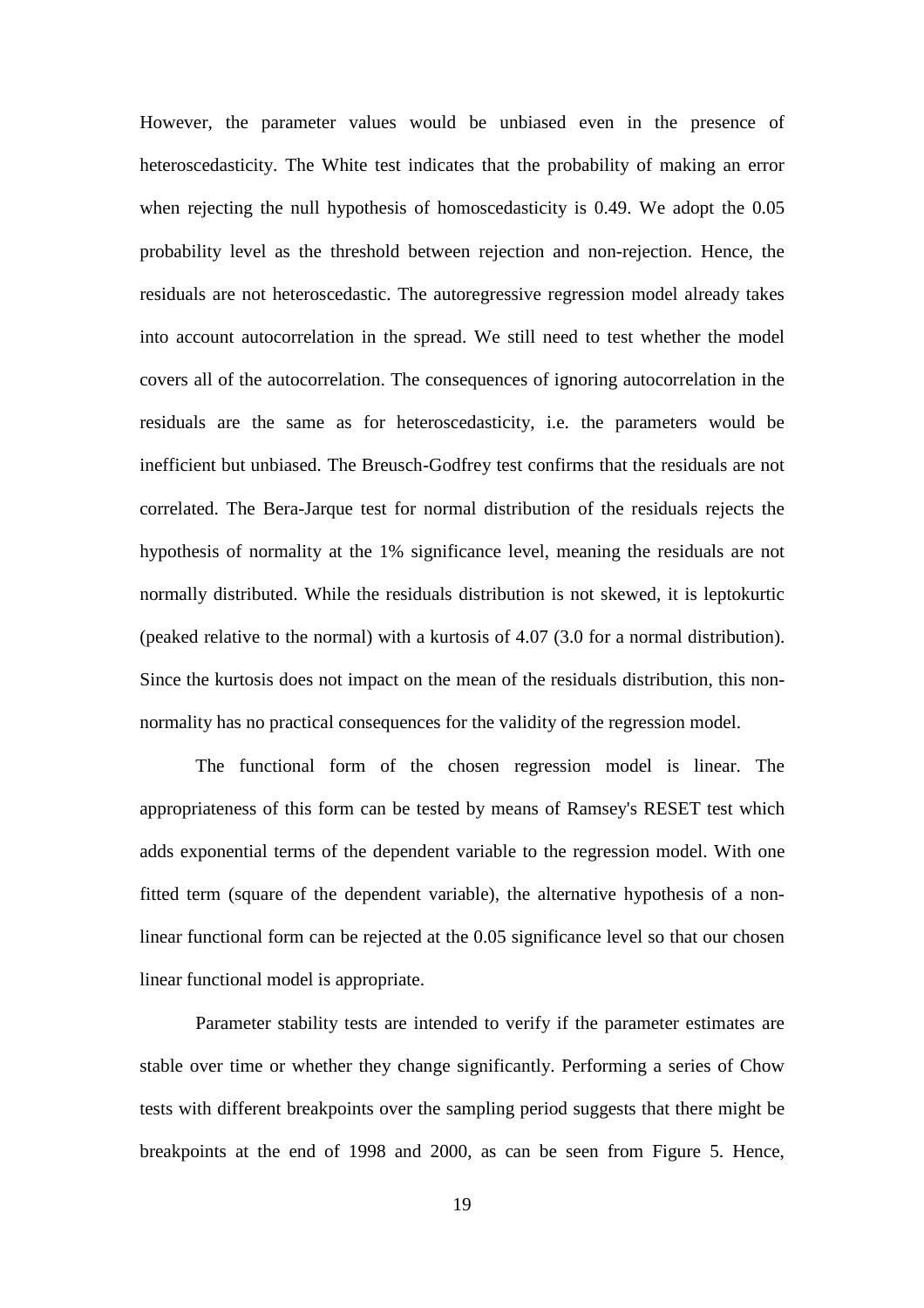However, the parameter values would be unbiased even in the presence of heteroscedasticity. The White test indicates that the probability of making an error when rejecting the null hypothesis of homoscedasticity is 0.49. We adopt the 0.05 probability level as the threshold between rejection and non-rejection. Hence, the residuals are not heteroscedastic. The autoregressive regression model already takes into account autocorrelation in the spread. We still need to test whether the model covers all of the autocorrelation. The consequences of ignoring autocorrelation in the residuals are the same as for heteroscedasticity, i.e. the parameters would be inefficient but unbiased. The Breusch-Godfrey test confirms that the residuals are not correlated. The Bera-Jarque test for normal distribution of the residuals rejects the hypothesis of normality at the 1% significance level, meaning the residuals are not normally distributed. While the residuals distribution is not skewed, it is leptokurtic (peaked relative to the normal) with a kurtosis of 4.07 (3.0 for a normal distribution). Since the kurtosis does not impact on the mean of the residuals distribution, this non-normality has no practical consequences for the validity of the regression model.

The functional form of the chosen regression model is linear. The appropriateness of this form can be tested by means of Ramsey's RESET test which adds exponential terms of the dependent variable to the regression model. With one fitted term (square of the dependent variable), the alternative hypothesis of a non-linear functional form can be rejected at the 0.05 significance level so that our chosen linear functional model is appropriate.

Parameter stability tests are intended to verify if the parameter estimates are stable over time or whether they change significantly. Performing a series of Chow tests with different breakpoints over the sampling period suggests that there might be breakpoints at the end of 1998 and 2000, as can be seen from Figure 5. Hence,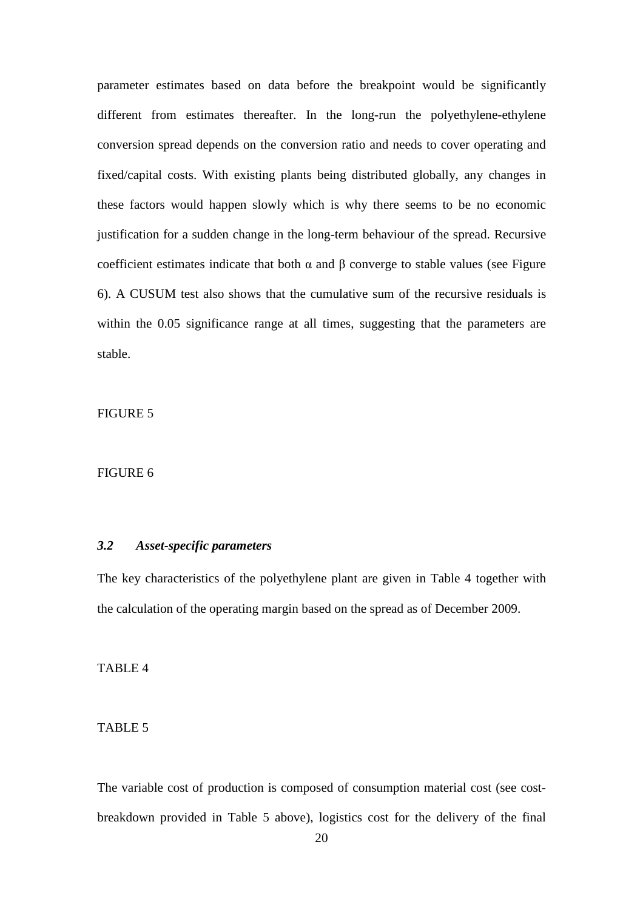parameter estimates based on data before the breakpoint would be significantly different from estimates thereafter. In the long-run the polyethylene-ethylene conversion spread depends on the conversion ratio and needs to cover operating and fixed/capital costs. With existing plants being distributed globally, any changes in these factors would happen slowly which is why there seems to be no economic justification for a sudden change in the long-term behaviour of the spread. Recursive coefficient estimates indicate that both $\alpha$ and $\beta$ converge to stable values (see Figure 6). A CUSUM test also shows that the cumulative sum of the recursive residuals is within the 0.05 significance range at all times, suggesting that the parameters are stable.

FIGURE 5

FIGURE 6

### *3.2 Asset-specific parameters*

The key characteristics of the polyethylene plant are given in Table 4 together with the calculation of the operating margin based on the spread as of December 2009.

TABLE 4

TABLE 5

The variable cost of production is composed of consumption material cost (see cost-breakdown provided in Table 5 above), logistics cost for the delivery of the final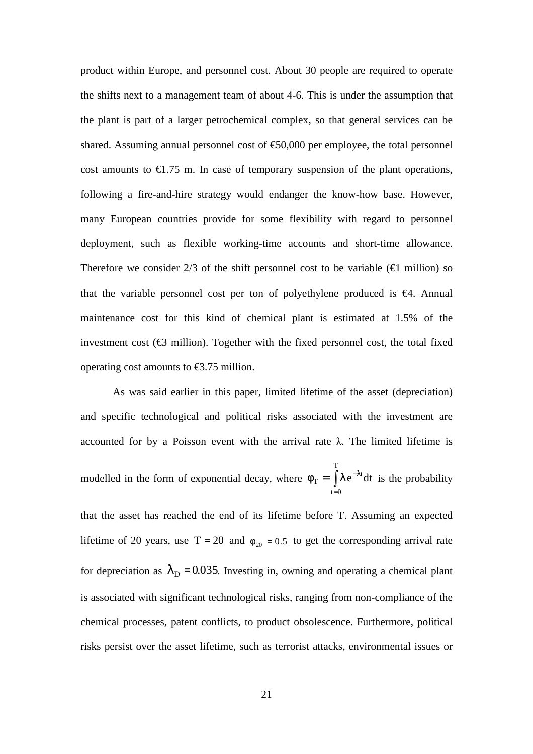product within Europe, and personnel cost. About 30 people are required to operate the shifts next to a management team of about 4-6. This is under the assumption that the plant is part of a larger petrochemical complex, so that general services can be shared. Assuming annual personnel cost of €50,000 per employee, the total personnel cost amounts to €1.75 m. In case of temporary suspension of the plant operations, following a fire-and-hire strategy would endanger the know-how base. However, many European countries provide for some flexibility with regard to personnel deployment, such as flexible working-time accounts and short-time allowance. Therefore we consider 2/3 of the shift personnel cost to be variable (€1 million) so that the variable personnel cost per ton of polyethylene produced is €4. Annual maintenance cost for this kind of chemical plant is estimated at 1.5% of the investment cost (€3 million). Together with the fixed personnel cost, the total fixed operating cost amounts to €3.75 million.

As was said earlier in this paper, limited lifetime of the asset (depreciation) and specific technological and political risks associated with the investment are accounted for by a Poisson event with the arrival rate λ. The limited lifetime is modelled in the form of exponential decay, where $\varphi_T = \int_{t=0}^{T} \lambda e^{-\lambda t} dt$ is the probability that the asset has reached the end of its lifetime before T. Assuming an expected lifetime of 20 years, use $T = 20$ and $\varphi_{20} = 0.5$ to get the corresponding arrival rate for depreciation as $\lambda_D = 0.035$. Investing in, owning and operating a chemical plant is associated with significant technological risks, ranging from non-compliance of the chemical processes, patent conflicts, to product obsolescence. Furthermore, political risks persist over the asset lifetime, such as terrorist attacks, environmental issues or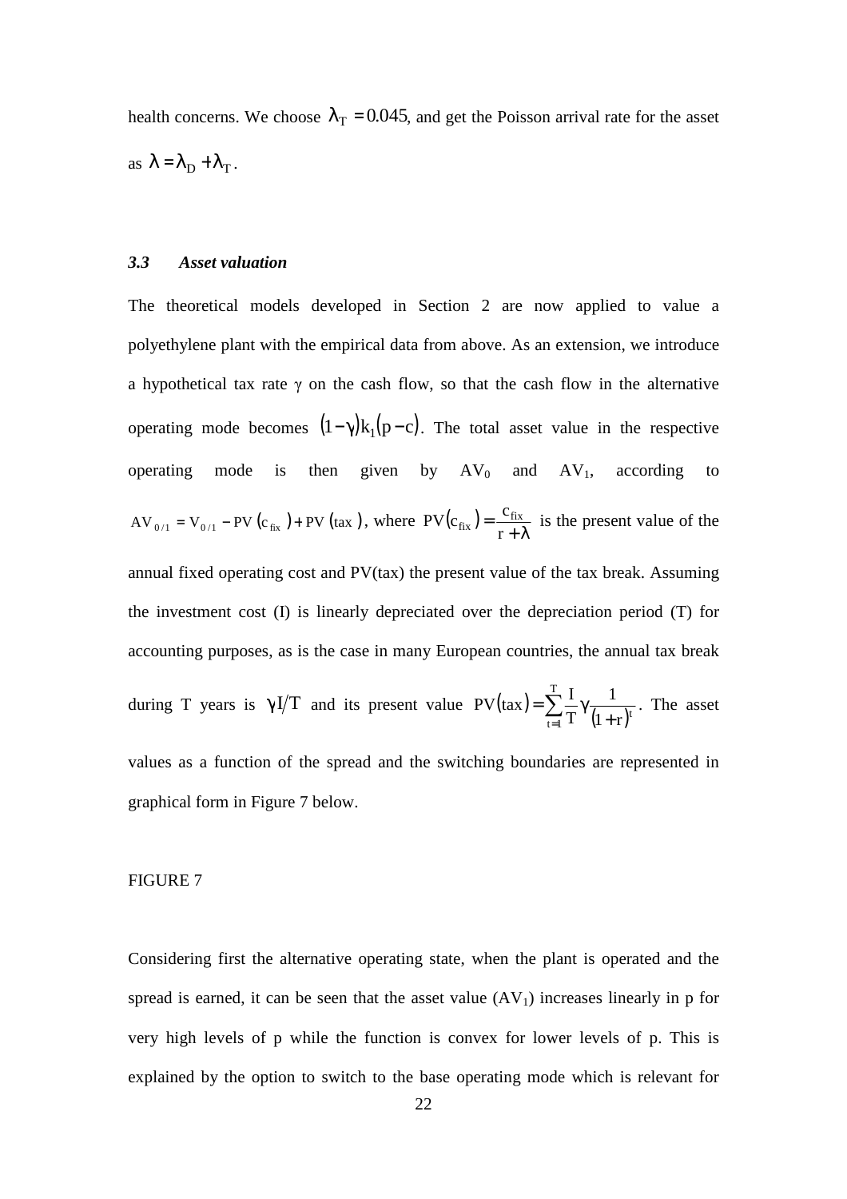health concerns. We choose $\lambda_T = 0.045$, and get the Poisson arrival rate for the asset as $\lambda = \lambda_D + \lambda_T$.

### *3.3 Asset valuation*

The theoretical models developed in Section 2 are now applied to value a polyethylene plant with the empirical data from above. As an extension, we introduce a hypothetical tax rate $\gamma$ on the cash flow, so that the cash flow in the alternative operating mode becomes $(1-\gamma)k_1(p-c)$. The total asset value in the respective operating mode is then given by $AV_0$ and $AV_1$, according to $AV_{0/1} = V_{0/1} - PV(c_{fix}) + PV(tax)$, where $PV(c_{fix}) = \frac{c_{fix}}{r+\lambda}$ is the present value of the annual fixed operating cost and PV(tax) the present value of the tax break. Assuming the investment cost (I) is linearly depreciated over the depreciation period (T) for accounting purposes, as is the case in many European countries, the annual tax break during T years is $\gamma I/T$ and its present value $PV(tax) = \sum_{t=1}^{T} \frac{I}{T} \gamma \frac{1}{(1+r)^t}$. The asset values as a function of the spread and the switching boundaries are represented in graphical form in Figure 7 below.

FIGURE 7

Considering first the alternative operating state, when the plant is operated and the spread is earned, it can be seen that the asset value ($AV_1$) increases linearly in p for very high levels of p while the function is convex for lower levels of p. This is explained by the option to switch to the base operating mode which is relevant for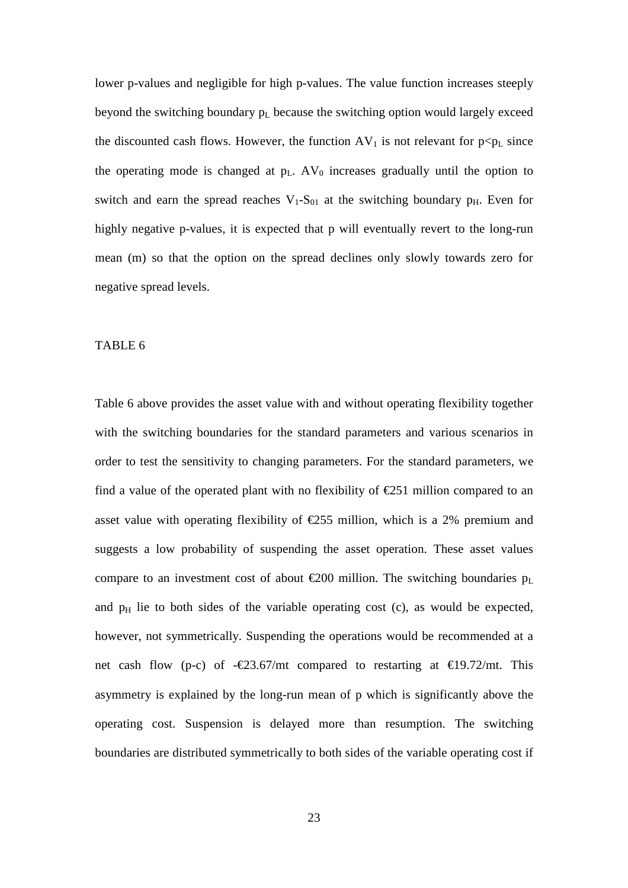lower p-values and negligible for high p-values. The value function increases steeply beyond the switching boundary $p_L$ because the switching option would largely exceed the discounted cash flows. However, the function $AV_1$ is not relevant for $p<p_L$ since the operating mode is changed at $p_L$. $AV_0$ increases gradually until the option to switch and earn the spread reaches $V_1$-$S_{01}$ at the switching boundary $p_H$. Even for highly negative p-values, it is expected that p will eventually revert to the long-run mean (m) so that the option on the spread declines only slowly towards zero for negative spread levels.

TABLE 6

Table 6 above provides the asset value with and without operating flexibility together with the switching boundaries for the standard parameters and various scenarios in order to test the sensitivity to changing parameters. For the standard parameters, we find a value of the operated plant with no flexibility of €251 million compared to an asset value with operating flexibility of €255 million, which is a 2% premium and suggests a low probability of suspending the asset operation. These asset values compare to an investment cost of about €200 million. The switching boundaries $p_L$ and $p_H$ lie to both sides of the variable operating cost (c), as would be expected, however, not symmetrically. Suspending the operations would be recommended at a net cash flow (p-c) of -€23.67/mt compared to restarting at €19.72/mt. This asymmetry is explained by the long-run mean of p which is significantly above the operating cost. Suspension is delayed more than resumption. The switching boundaries are distributed symmetrically to both sides of the variable operating cost if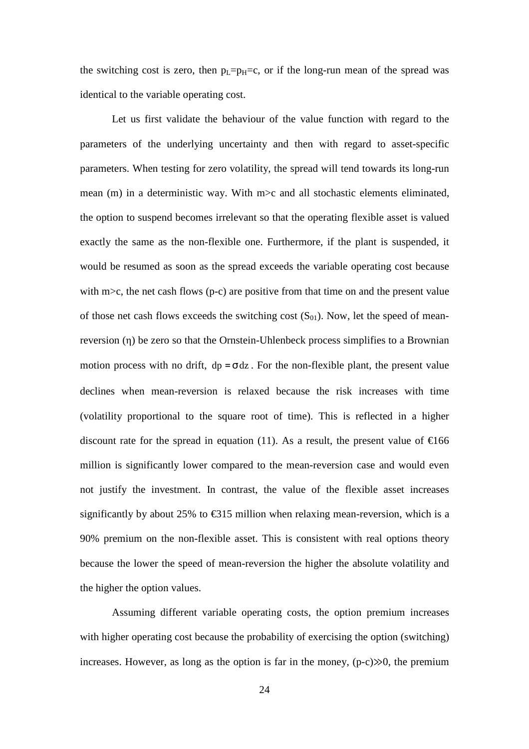the switching cost is zero, then $p_L = p_H = c$, or if the long-run mean of the spread was identical to the variable operating cost.

Let us first validate the behaviour of the value function with regard to the parameters of the underlying uncertainty and then with regard to asset-specific parameters. When testing for zero volatility, the spread will tend towards its long-run mean (m) in a deterministic way. With m>c and all stochastic elements eliminated, the option to suspend becomes irrelevant so that the operating flexible asset is valued exactly the same as the non-flexible one. Furthermore, if the plant is suspended, it would be resumed as soon as the spread exceeds the variable operating cost because with m>c, the net cash flows (p-c) are positive from that time on and the present value of those net cash flows exceeds the switching cost ($S_{01}$). Now, let the speed of mean-reversion ($\eta$) be zero so that the Ornstein-Uhlenbeck process simplifies to a Brownian motion process with no drift, $dp = \sigma dz$. For the non-flexible plant, the present value declines when mean-reversion is relaxed because the risk increases with time (volatility proportional to the square root of time). This is reflected in a higher discount rate for the spread in equation (11). As a result, the present value of €166 million is significantly lower compared to the mean-reversion case and would even not justify the investment. In contrast, the value of the flexible asset increases significantly by about 25% to €315 million when relaxing mean-reversion, which is a 90% premium on the non-flexible asset. This is consistent with real options theory because the lower the speed of mean-reversion the higher the absolute volatility and the higher the option values.

Assuming different variable operating costs, the option premium increases with higher operating cost because the probability of exercising the option (switching) increases. However, as long as the option is far in the money, $(p-c) \gg 0$, the premium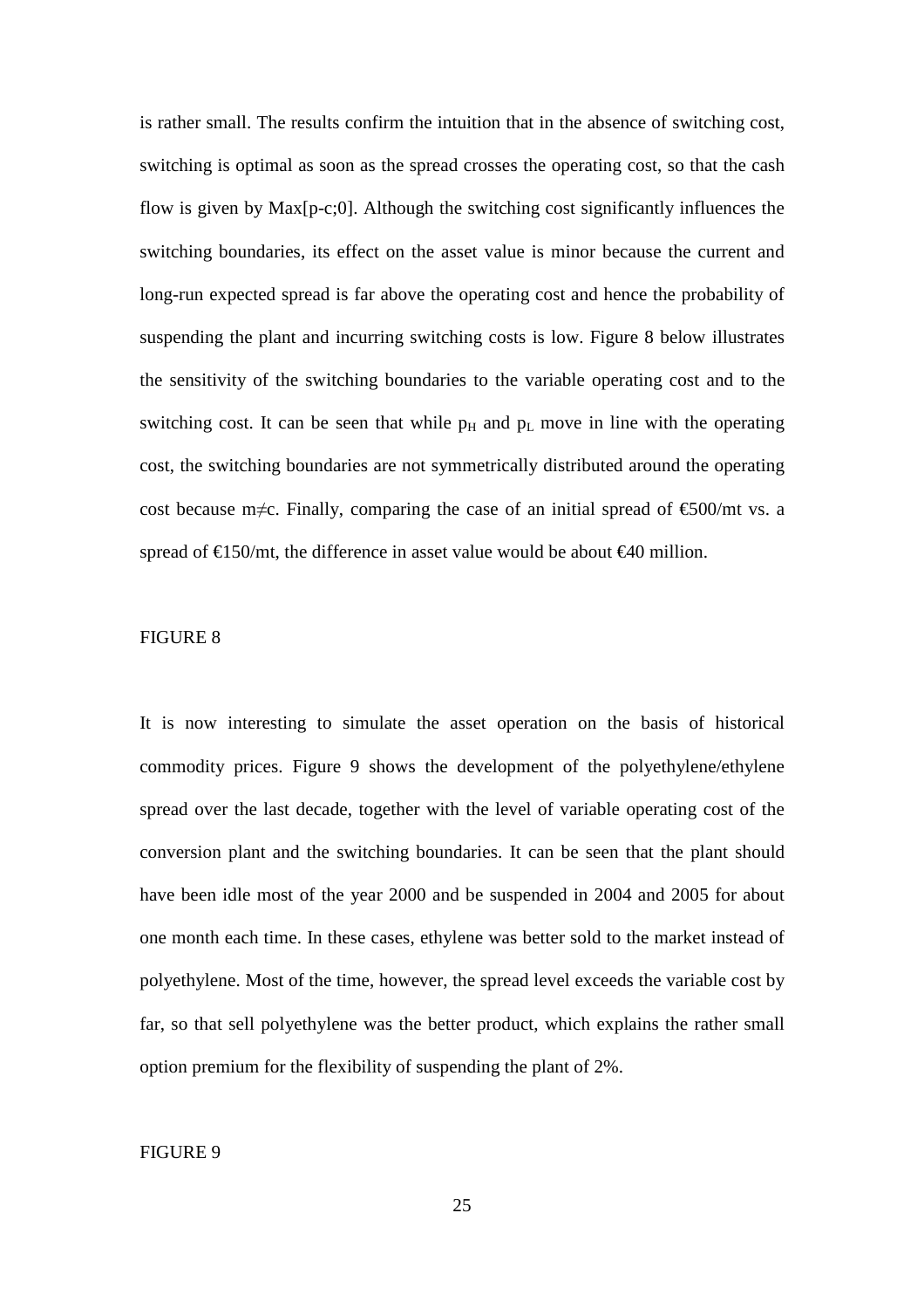is rather small. The results confirm the intuition that in the absence of switching cost, switching is optimal as soon as the spread crosses the operating cost, so that the cash flow is given by Max[p-c;0]. Although the switching cost significantly influences the switching boundaries, its effect on the asset value is minor because the current and long-run expected spread is far above the operating cost and hence the probability of suspending the plant and incurring switching costs is low. Figure 8 below illustrates the sensitivity of the switching boundaries to the variable operating cost and to the switching cost. It can be seen that while $p_H$ and $p_L$ move in line with the operating cost, the switching boundaries are not symmetrically distributed around the operating cost because $m \neq c$. Finally, comparing the case of an initial spread of €500/mt vs. a spread of €150/mt, the difference in asset value would be about €40 million.

FIGURE 8

It is now interesting to simulate the asset operation on the basis of historical commodity prices. Figure 9 shows the development of the polyethylene/ethylene spread over the last decade, together with the level of variable operating cost of the conversion plant and the switching boundaries. It can be seen that the plant should have been idle most of the year 2000 and be suspended in 2004 and 2005 for about one month each time. In these cases, ethylene was better sold to the market instead of polyethylene. Most of the time, however, the spread level exceeds the variable cost by far, so that sell polyethylene was the better product, which explains the rather small option premium for the flexibility of suspending the plant of 2%.

FIGURE 9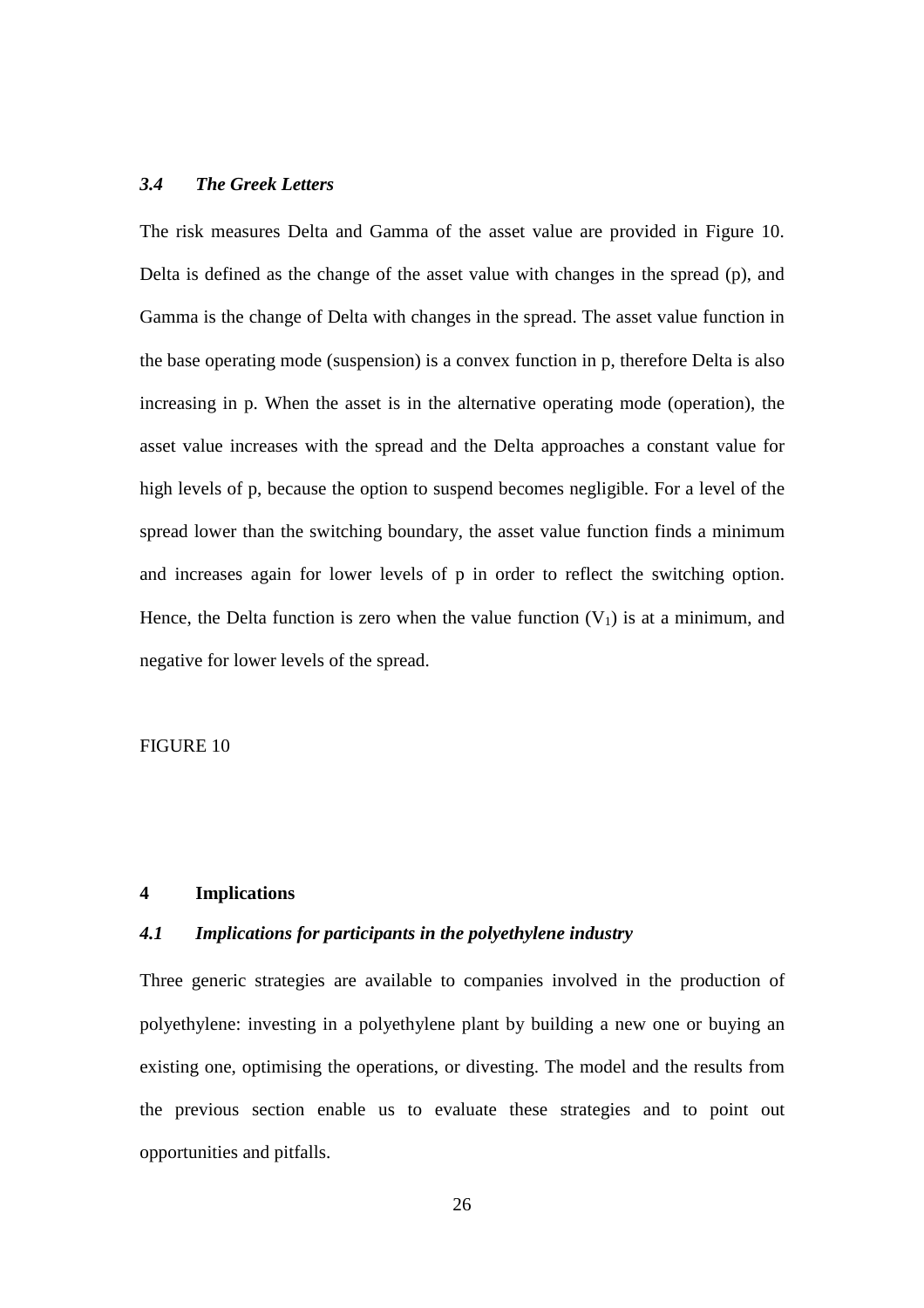### *3.4 The Greek Letters*

The risk measures Delta and Gamma of the asset value are provided in Figure 10. Delta is defined as the change of the asset value with changes in the spread (p), and Gamma is the change of Delta with changes in the spread. The asset value function in the base operating mode (suspension) is a convex function in p, therefore Delta is also increasing in p. When the asset is in the alternative operating mode (operation), the asset value increases with the spread and the Delta approaches a constant value for high levels of p, because the option to suspend becomes negligible. For a level of the spread lower than the switching boundary, the asset value function finds a minimum and increases again for lower levels of p in order to reflect the switching option. Hence, the Delta function is zero when the value function ($V_1$) is at a minimum, and negative for lower levels of the spread.

FIGURE 10

## 4 Implications

### *4.1 Implications for participants in the polyethylene industry*

Three generic strategies are available to companies involved in the production of polyethylene: investing in a polyethylene plant by building a new one or buying an existing one, optimising the operations, or divesting. The model and the results from the previous section enable us to evaluate these strategies and to point out opportunities and pitfalls.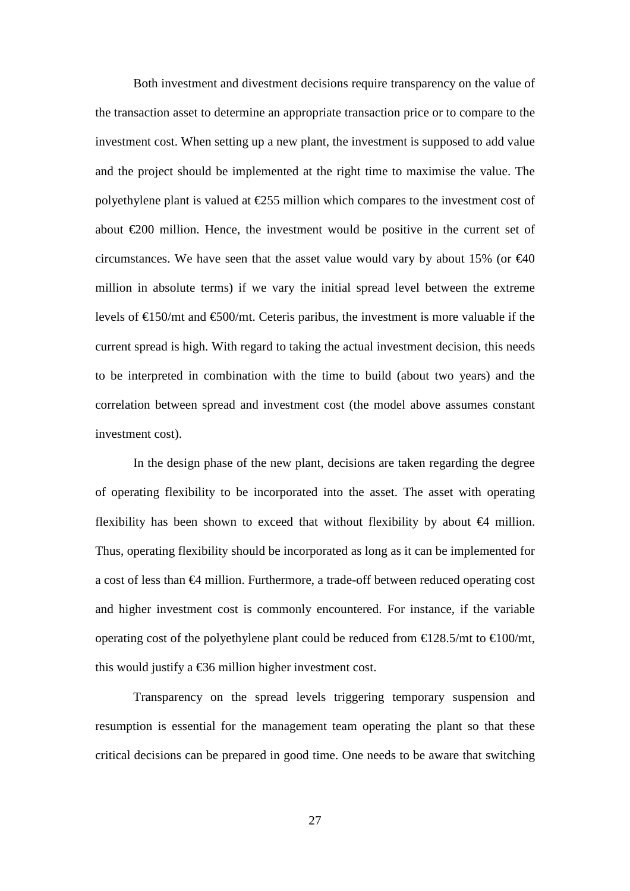Both investment and divestment decisions require transparency on the value of the transaction asset to determine an appropriate transaction price or to compare to the investment cost. When setting up a new plant, the investment is supposed to add value and the project should be implemented at the right time to maximise the value. The polyethylene plant is valued at €255 million which compares to the investment cost of about €200 million. Hence, the investment would be positive in the current set of circumstances. We have seen that the asset value would vary by about 15% (or €40 million in absolute terms) if we vary the initial spread level between the extreme levels of €150/mt and €500/mt. Ceteris paribus, the investment is more valuable if the current spread is high. With regard to taking the actual investment decision, this needs to be interpreted in combination with the time to build (about two years) and the correlation between spread and investment cost (the model above assumes constant investment cost).

In the design phase of the new plant, decisions are taken regarding the degree of operating flexibility to be incorporated into the asset. The asset with operating flexibility has been shown to exceed that without flexibility by about €4 million. Thus, operating flexibility should be incorporated as long as it can be implemented for a cost of less than €4 million. Furthermore, a trade-off between reduced operating cost and higher investment cost is commonly encountered. For instance, if the variable operating cost of the polyethylene plant could be reduced from €128.5/mt to €100/mt, this would justify a €36 million higher investment cost.

Transparency on the spread levels triggering temporary suspension and resumption is essential for the management team operating the plant so that these critical decisions can be prepared in good time. One needs to be aware that switching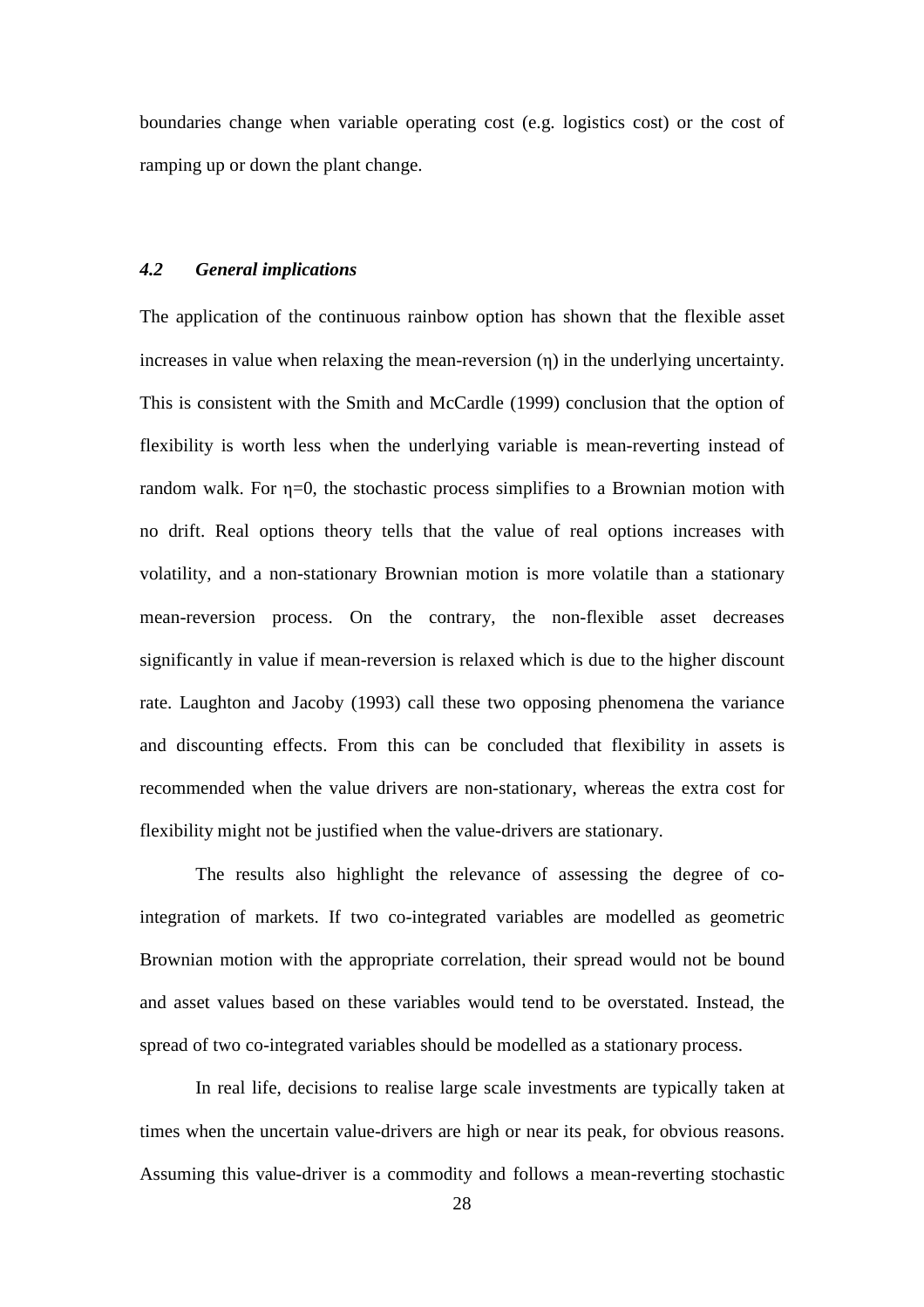boundaries change when variable operating cost (e.g. logistics cost) or the cost of ramping up or down the plant change.

### *4.2 General implications*

The application of the continuous rainbow option has shown that the flexible asset increases in value when relaxing the mean-reversion ($\eta$) in the underlying uncertainty. This is consistent with the Smith and McCardle (1999) conclusion that the option of flexibility is worth less when the underlying variable is mean-reverting instead of random walk. For $\eta=0$, the stochastic process simplifies to a Brownian motion with no drift. Real options theory tells that the value of real options increases with volatility, and a non-stationary Brownian motion is more volatile than a stationary mean-reversion process. On the contrary, the non-flexible asset decreases significantly in value if mean-reversion is relaxed which is due to the higher discount rate. Laughton and Jacoby (1993) call these two opposing phenomena the variance and discounting effects. From this can be concluded that flexibility in assets is recommended when the value drivers are non-stationary, whereas the extra cost for flexibility might not be justified when the value-drivers are stationary.

The results also highlight the relevance of assessing the degree of co-integration of markets. If two co-integrated variables are modelled as geometric Brownian motion with the appropriate correlation, their spread would not be bound and asset values based on these variables would tend to be overstated. Instead, the spread of two co-integrated variables should be modelled as a stationary process.

In real life, decisions to realise large scale investments are typically taken at times when the uncertain value-drivers are high or near its peak, for obvious reasons. Assuming this value-driver is a commodity and follows a mean-reverting stochastic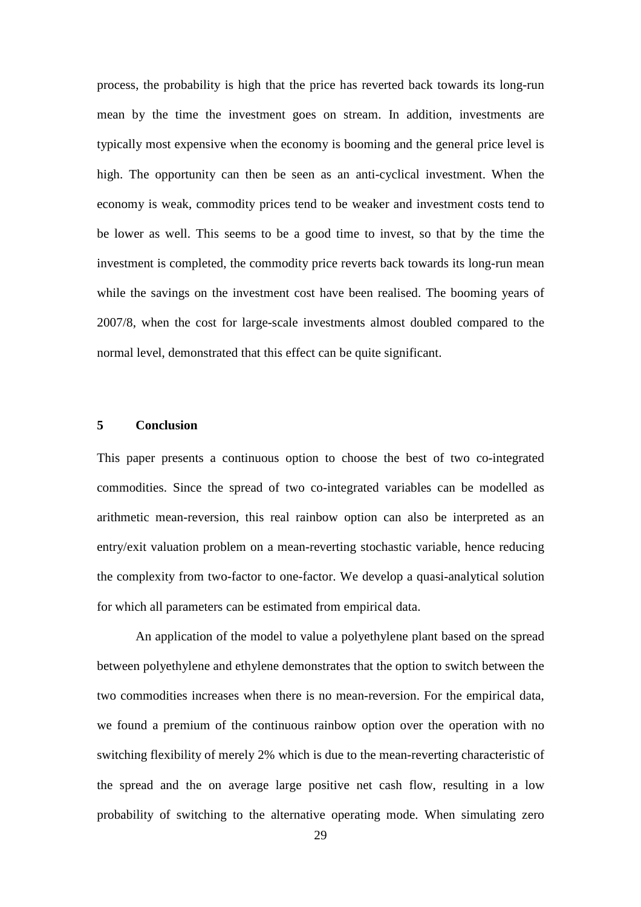process, the probability is high that the price has reverted back towards its long-run mean by the time the investment goes on stream. In addition, investments are typically most expensive when the economy is booming and the general price level is high. The opportunity can then be seen as an anti-cyclical investment. When the economy is weak, commodity prices tend to be weaker and investment costs tend to be lower as well. This seems to be a good time to invest, so that by the time the investment is completed, the commodity price reverts back towards its long-run mean while the savings on the investment cost have been realised. The booming years of 2007/8, when the cost for large-scale investments almost doubled compared to the normal level, demonstrated that this effect can be quite significant.

## 5 Conclusion

This paper presents a continuous option to choose the best of two co-integrated commodities. Since the spread of two co-integrated variables can be modelled as arithmetic mean-reversion, this real rainbow option can also be interpreted as an entry/exit valuation problem on a mean-reverting stochastic variable, hence reducing the complexity from two-factor to one-factor. We develop a quasi-analytical solution for which all parameters can be estimated from empirical data.

An application of the model to value a polyethylene plant based on the spread between polyethylene and ethylene demonstrates that the option to switch between the two commodities increases when there is no mean-reversion. For the empirical data, we found a premium of the continuous rainbow option over the operation with no switching flexibility of merely 2% which is due to the mean-reverting characteristic of the spread and the on average large positive net cash flow, resulting in a low probability of switching to the alternative operating mode. When simulating zero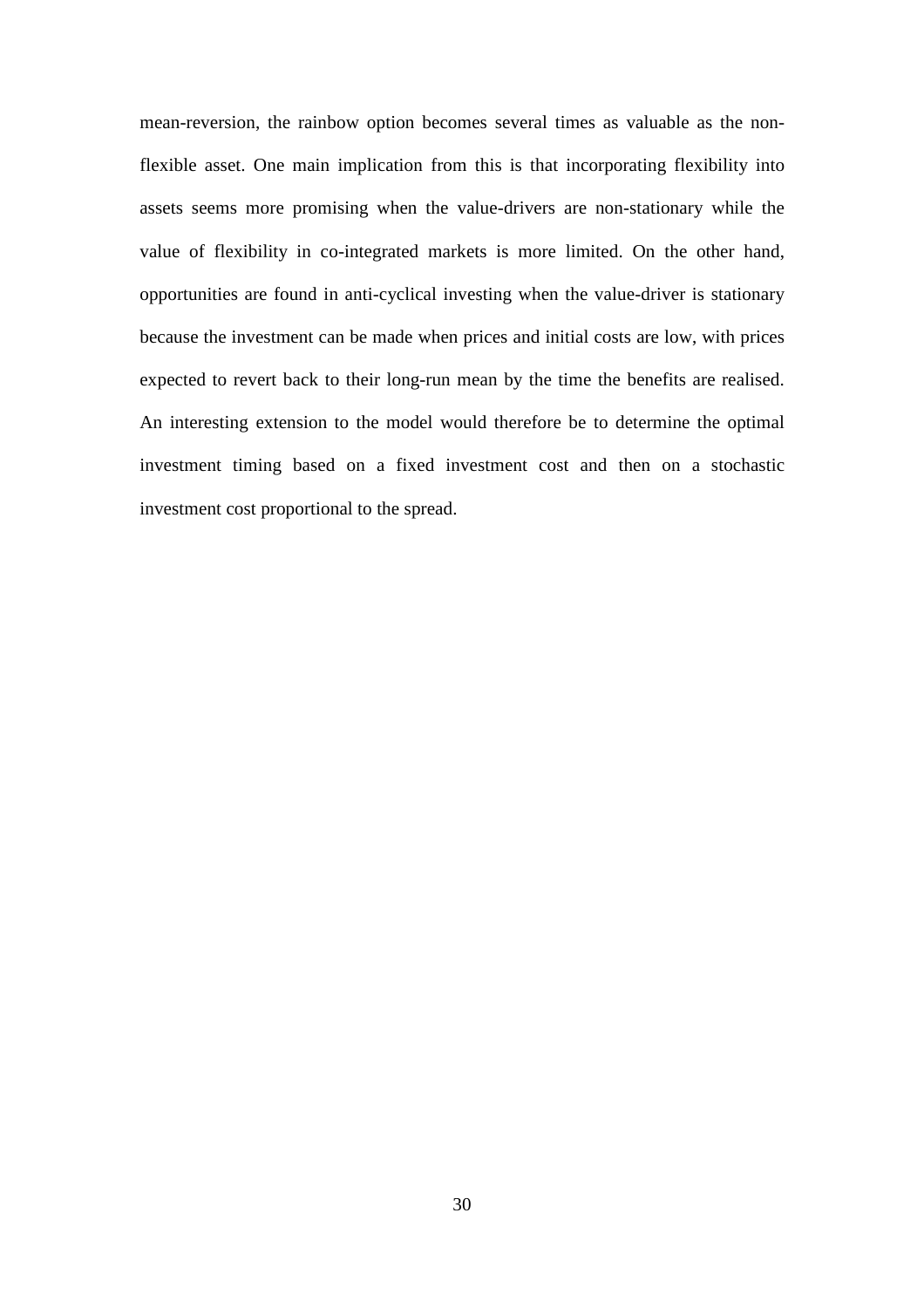mean-reversion, the rainbow option becomes several times as valuable as the non-flexible asset. One main implication from this is that incorporating flexibility into assets seems more promising when the value-drivers are non-stationary while the value of flexibility in co-integrated markets is more limited. On the other hand, opportunities are found in anti-cyclical investing when the value-driver is stationary because the investment can be made when prices and initial costs are low, with prices expected to revert back to their long-run mean by the time the benefits are realised. An interesting extension to the model would therefore be to determine the optimal investment timing based on a fixed investment cost and then on a stochastic investment cost proportional to the spread.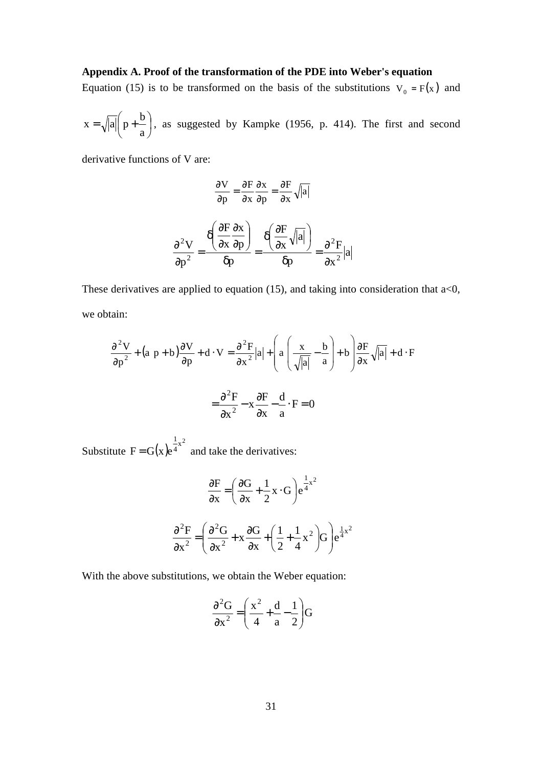### Appendix A. Proof of the transformation of the PDE into Weber's equation

Equation (15) is to be transformed on the basis of the substitutions $V_0 = F(x)$ and $x = \sqrt{|a|}\left(p + \frac{b}{a}\right)$, as suggested by Kampke (1956, p. 414). The first and second derivative functions of V are:

$$\frac{\partial V}{\partial p} = \frac{\partial F}{\partial x}\frac{\partial x}{\partial p} = \frac{\partial F}{\partial x}\sqrt{|a|}$$

$$\frac{\partial^2 V}{\partial p^2} = \frac{\delta\left(\frac{\partial F}{\partial x}\frac{\partial x}{\partial p}\right)}{\delta p} = \frac{\delta\left(\frac{\partial F}{\partial x}\sqrt{|a|}\right)}{\delta p} = \frac{\partial^2 F}{\partial x^2}|a|$$

These derivatives are applied to equation (15), and taking into consideration that a<0, we obtain:

$$\frac{\partial^2 V}{\partial p^2} + (a\ p + b)\frac{\partial V}{\partial p} + d \cdot V = \frac{\partial^2 F}{\partial x^2}|a| + \left(a\ \left(\frac{x}{\sqrt{|a|}} - \frac{b}{a}\right) + b\right)\frac{\partial F}{\partial x}\sqrt{|a|} + d \cdot F$$

$$= \frac{\partial^2 F}{\partial x^2} - x\frac{\partial F}{\partial x} - \frac{d}{a} \cdot F = 0$$

Substitute $F = G(x)e^{\frac{1}{4}x^2}$ and take the derivatives:

$$\frac{\partial F}{\partial x} = \left(\frac{\partial G}{\partial x} + \frac{1}{2}x \cdot G\right)e^{\frac{1}{4}x^2}$$

$$\frac{\partial^2 F}{\partial x^2} = \left(\frac{\partial^2 G}{\partial x^2} + x\frac{\partial G}{\partial x} + \left(\frac{1}{2} + \frac{1}{4}x^2\right)G\right)e^{\frac{1}{4}x^2}$$

With the above substitutions, we obtain the Weber equation:

$$\frac{\partial^2 G}{\partial x^2} = \left(\frac{x^2}{4} + \frac{d}{a} - \frac{1}{2}\right)G$$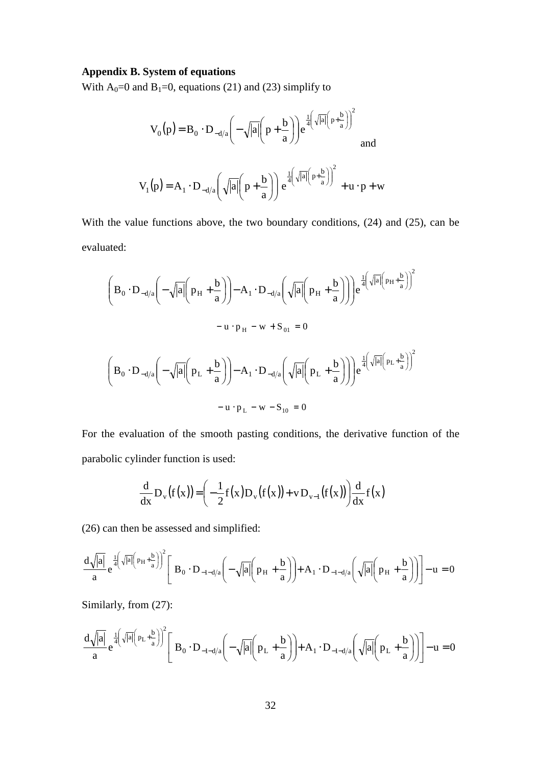### Appendix B. System of equations

With $A_0=0$ and $B_1=0$, equations (21) and (23) simplify to

$$V_0(p) = B_0 \cdot D_{-d/a}\left(-\sqrt{|a|}\left(p+\frac{b}{a}\right)\right)e^{\frac{1}{4}\left(\sqrt{|a|}\left(p+\frac{b}{a}\right)\right)^2}$$

and

$$V_1(p) = A_1 \cdot D_{-d/a}\left(\sqrt{|a|}\left(p+\frac{b}{a}\right)\right)e^{\frac{1}{4}\left(\sqrt{|a|}\left(p+\frac{b}{a}\right)\right)^2} + u \cdot p + w$$

With the value functions above, the two boundary conditions, (24) and (25), can be evaluated:

$$\left(B_0 \cdot D_{-d/a}\left(-\sqrt{|a|}\left(p_H+\frac{b}{a}\right)\right) - A_1 \cdot D_{-d/a}\left(\sqrt{|a|}\left(p_H+\frac{b}{a}\right)\right)\right)e^{\frac{1}{4}\left(\sqrt{|a|}\left(p_H+\frac{b}{a}\right)\right)^2} - u \cdot p_H - w + S_{01} = 0$$

$$\left(B_0 \cdot D_{-d/a}\left(-\sqrt{|a|}\left(p_L+\frac{b}{a}\right)\right) - A_1 \cdot D_{-d/a}\left(\sqrt{|a|}\left(p_L+\frac{b}{a}\right)\right)\right)e^{\frac{1}{4}\left(\sqrt{|a|}\left(p_L+\frac{b}{a}\right)\right)^2} - u \cdot p_L - w - S_{10} = 0$$

For the evaluation of the smooth pasting conditions, the derivative function of the parabolic cylinder function is used:

$$\frac{d}{dx}D_v(f(x)) = \left(-\frac{1}{2}f(x)D_v(f(x)) + vD_{v-1}(f(x))\right)\frac{d}{dx}f(x)$$

(26) can then be assessed and simplified:

$$\frac{d\sqrt{|a|}}{a}e^{\frac{1}{4}\left(\sqrt{|a|}\left(p_H+\frac{b}{a}\right)\right)^2}\left[B_0 \cdot D_{-1-d/a}\left(-\sqrt{|a|}\left(p_H+\frac{b}{a}\right)\right) + A_1 \cdot D_{-1-d/a}\left(\sqrt{|a|}\left(p_H+\frac{b}{a}\right)\right)\right] - u = 0$$

Similarly, from (27):

$$\frac{d\sqrt{|a|}}{a}e^{\frac{1}{4}\left(\sqrt{|a|}\left(p_L+\frac{b}{a}\right)\right)^2}\left[B_0 \cdot D_{-1-d/a}\left(-\sqrt{|a|}\left(p_L+\frac{b}{a}\right)\right) + A_1 \cdot D_{-1-d/a}\left(\sqrt{|a|}\left(p_L+\frac{b}{a}\right)\right)\right] - u = 0$$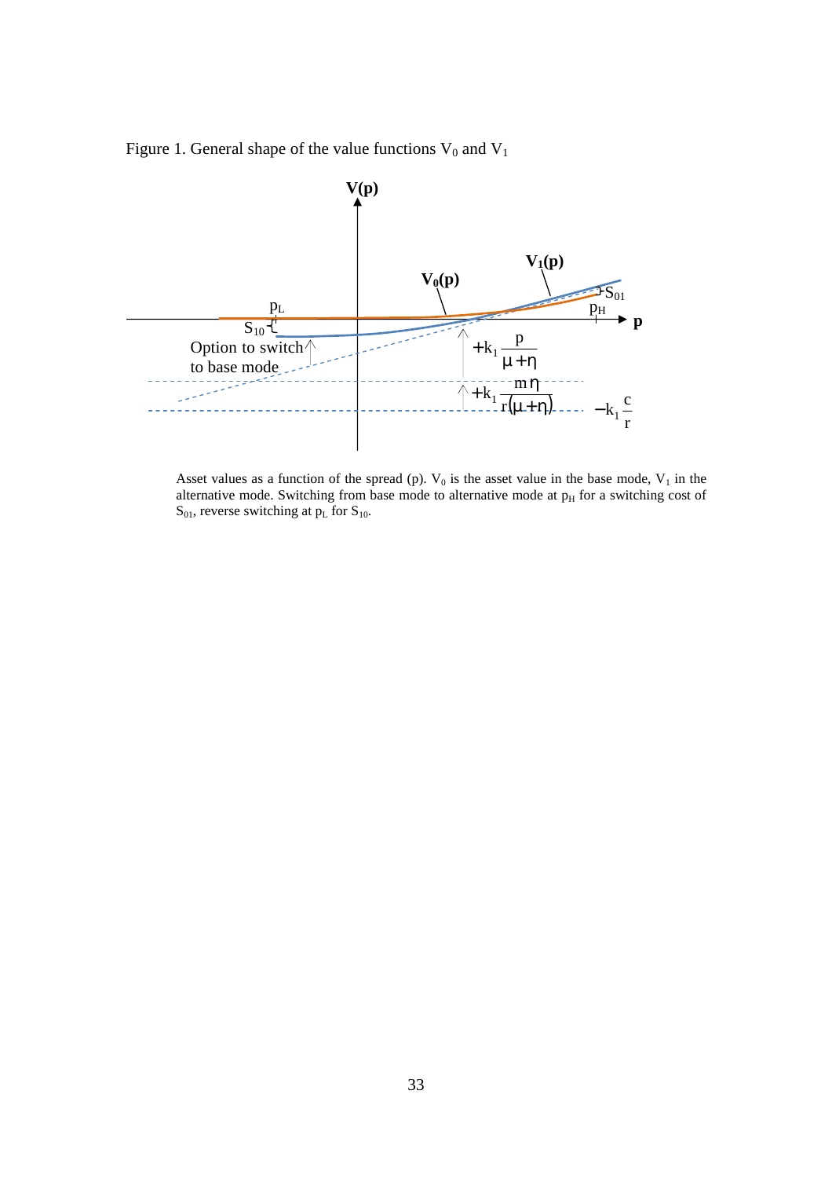Figure 1. General shape of the value functions $V_0$ and $V_1$

Asset values as a function of the spread (p). $V_0$ is the asset value in the base mode, $V_1$ in the alternative mode. Switching from base mode to alternative mode at $p_H$ for a switching cost of $S_{01}$, reverse switching at $p_L$ for $S_{10}$.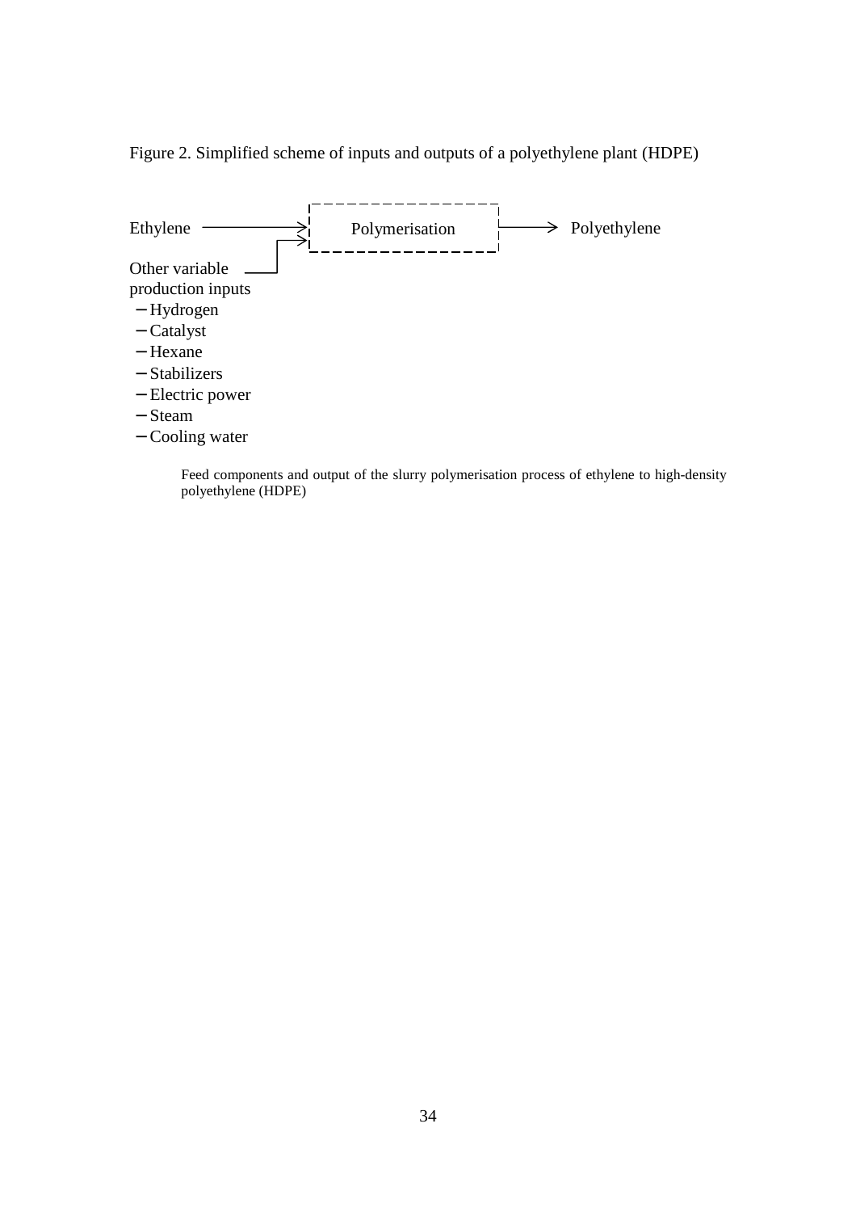Figure 2. Simplified scheme of inputs and outputs of a polyethylene plant (HDPE)

Ethylene → Polymerisation → Polyethylene

Other variable production inputs
- Hydrogen
- Catalyst
- Hexane
- Stabilizers
- Electric power
- Steam
- Cooling water

Feed components and output of the slurry polymerisation process of ethylene to high-density polyethylene (HDPE)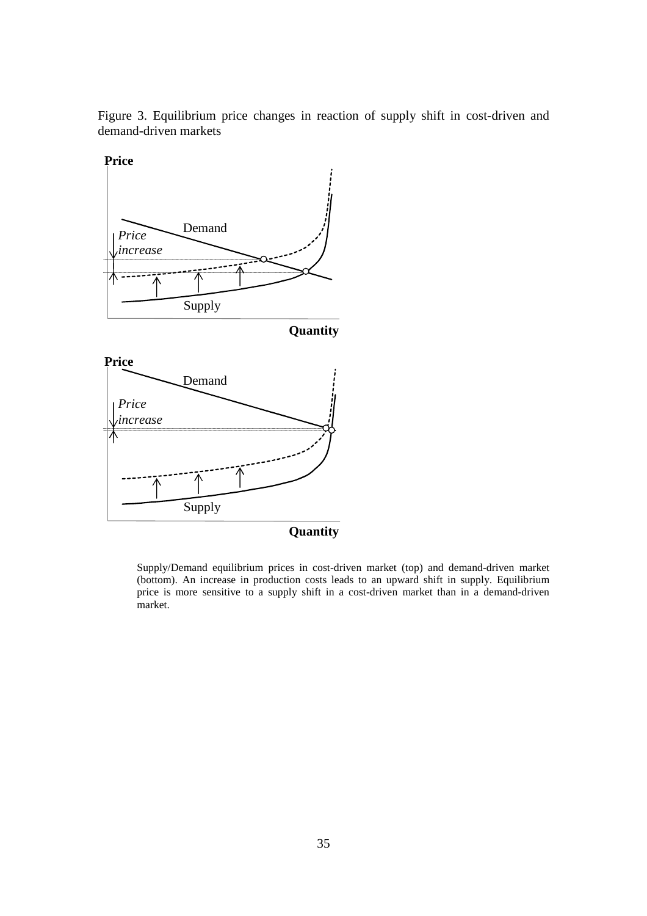Figure 3. Equilibrium price changes in reaction of supply shift in cost-driven and demand-driven markets

Supply/Demand equilibrium prices in cost-driven market (top) and demand-driven market (bottom). An increase in production costs leads to an upward shift in supply. Equilibrium price is more sensitive to a supply shift in a cost-driven market than in a demand-driven market.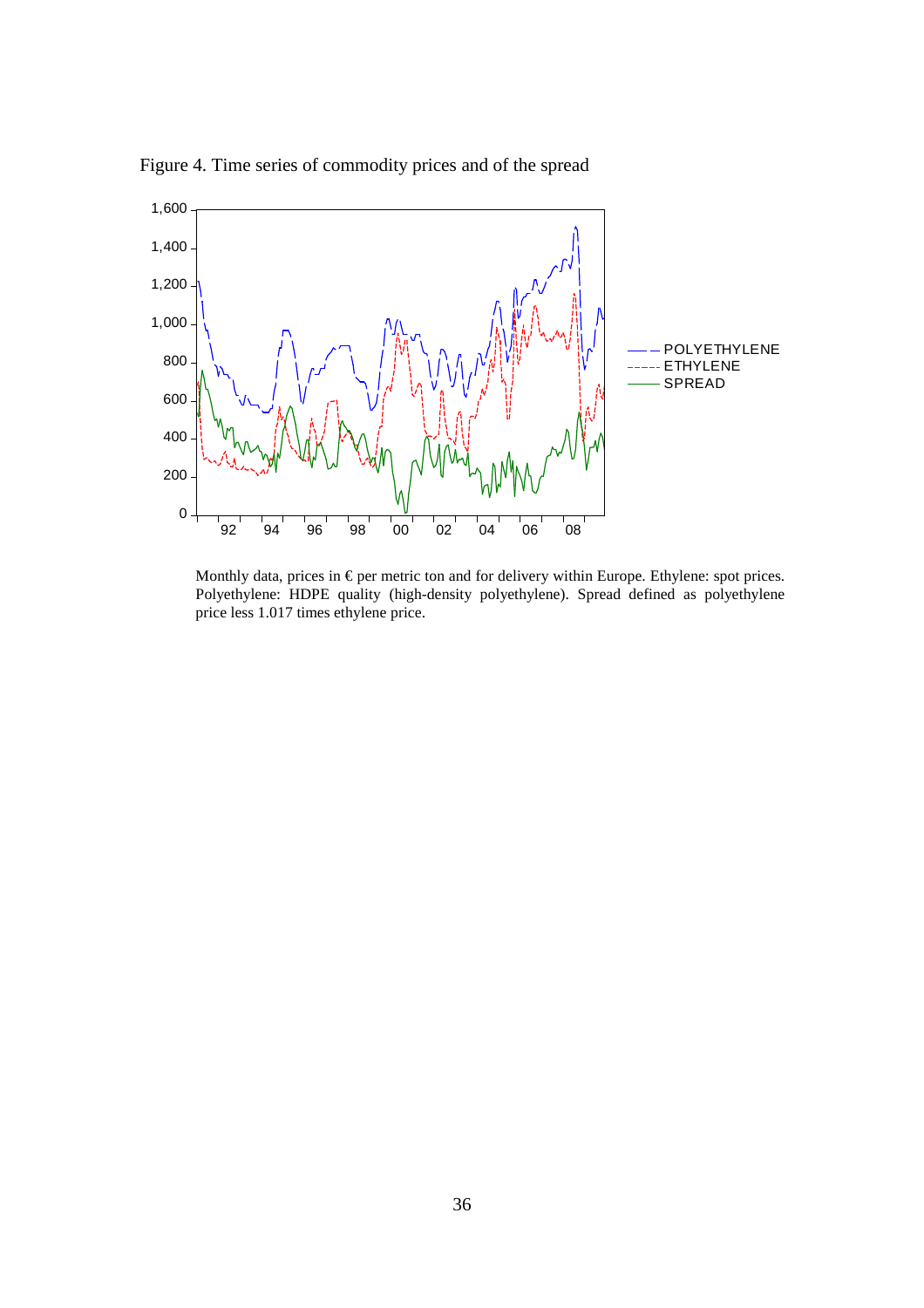Figure 4. Time series of commodity prices and of the spread

Monthly data, prices in € per metric ton and for delivery within Europe. Ethylene: spot prices. Polyethylene: HDPE quality (high-density polyethylene). Spread defined as polyethylene price less 1.017 times ethylene price.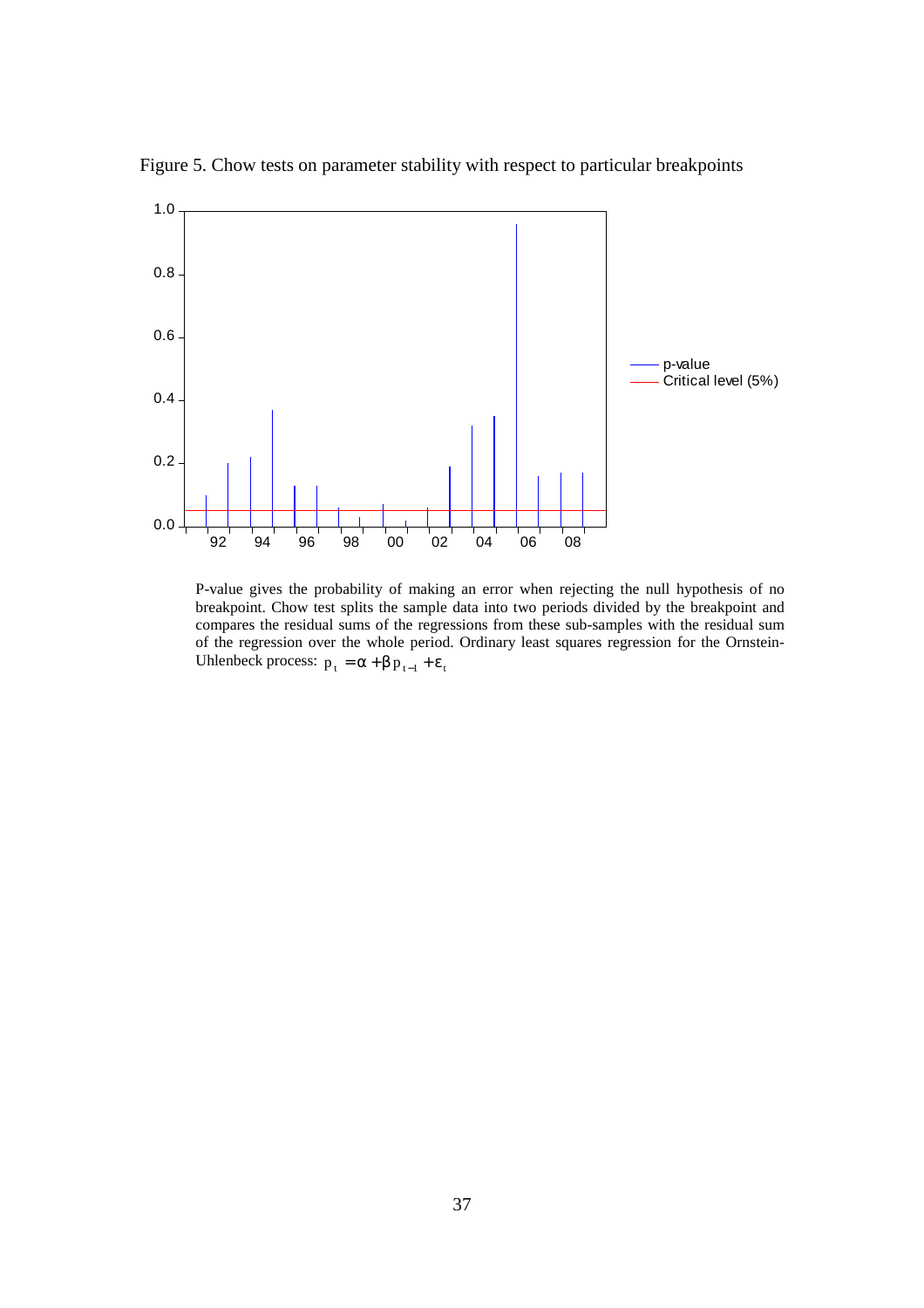Figure 5. Chow tests on parameter stability with respect to particular breakpoints

P-value gives the probability of making an error when rejecting the null hypothesis of no breakpoint. Chow test splits the sample data into two periods divided by the breakpoint and compares the residual sums of the regressions from these sub-samples with the residual sum of the regression over the whole period. Ordinary least squares regression for the Ornstein-Uhlenbeck process: $p_t = \alpha + \beta p_{t-1} + \varepsilon_t$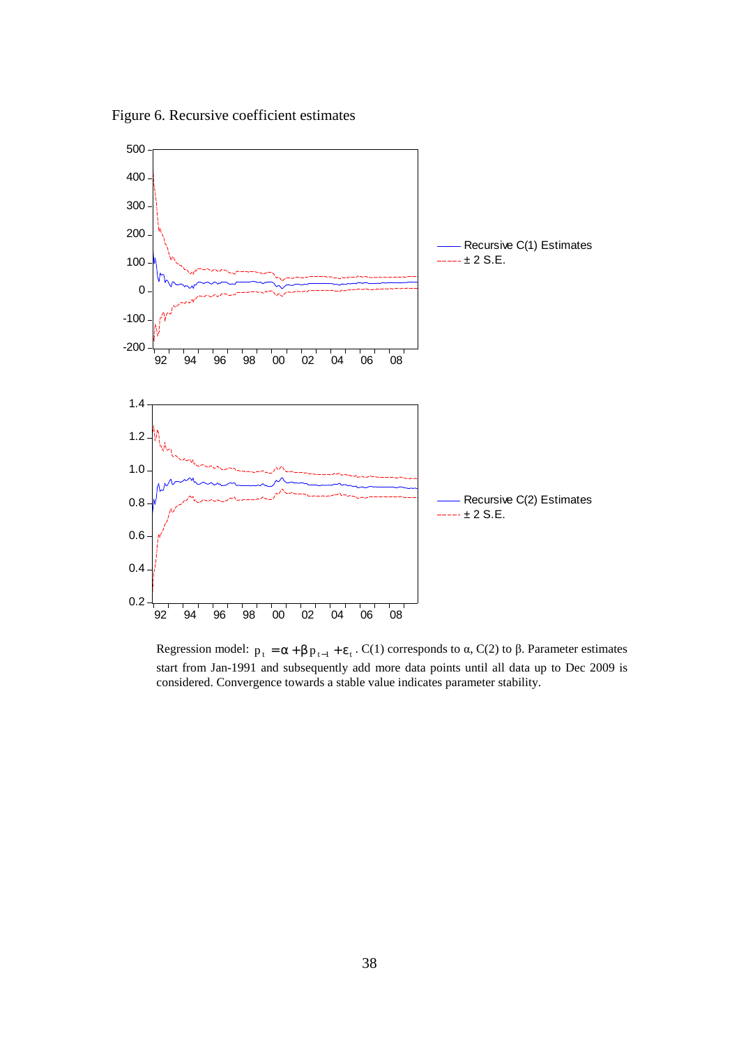Figure 6. Recursive coefficient estimates

Regression model: $p_t = \alpha + \beta p_{t-1} + \varepsilon_t$. C(1) corresponds to $\alpha$, C(2) to $\beta$. Parameter estimates start from Jan-1991 and subsequently add more data points until all data up to Dec 2009 is considered. Convergence towards a stable value indicates parameter stability.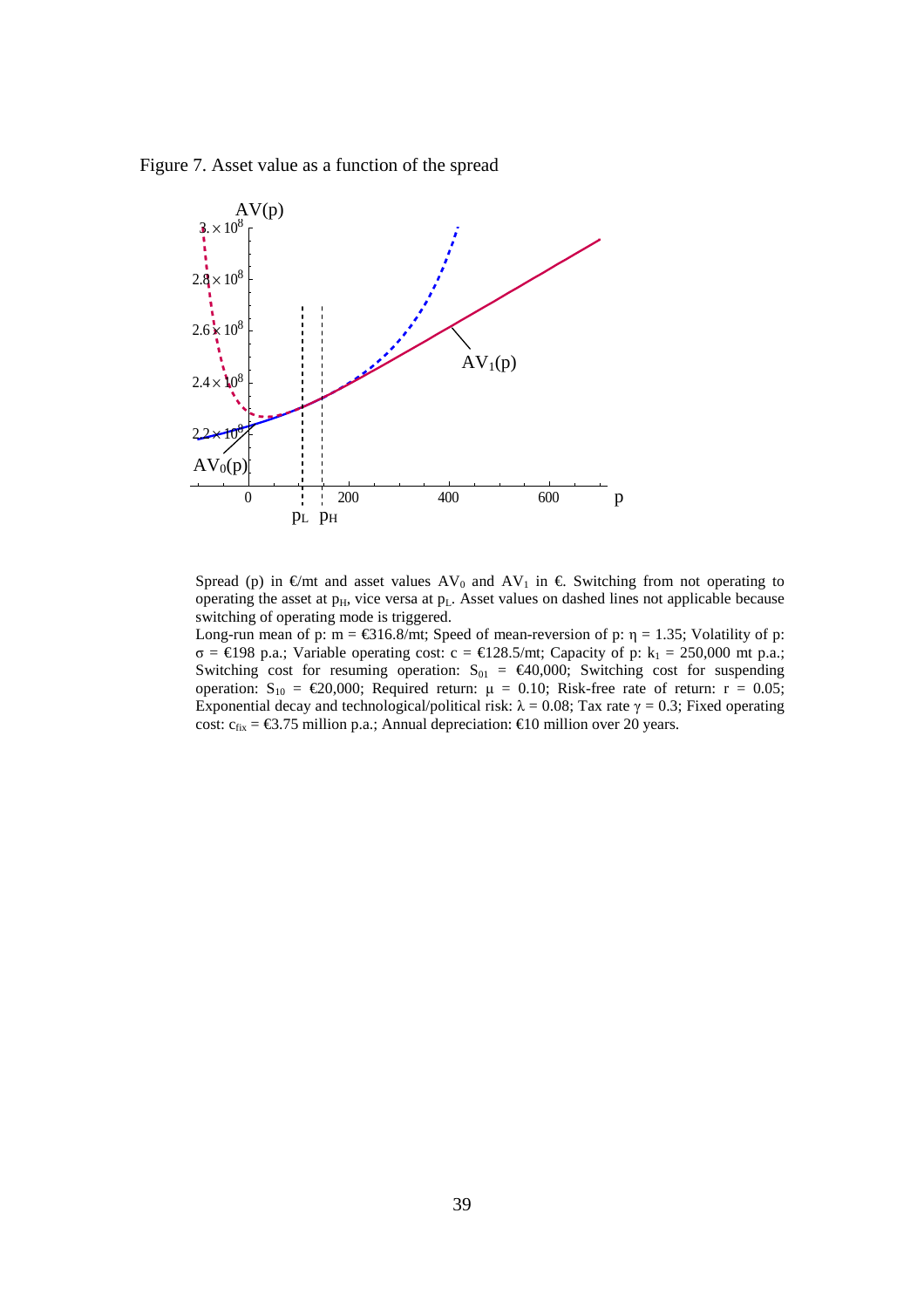Figure 7. Asset value as a function of the spread

Spread (p) in €/mt and asset values $AV_0$ and $AV_1$ in €. Switching from not operating to operating the asset at $p_H$, vice versa at $p_L$. Asset values on dashed lines not applicable because switching of operating mode is triggered.

Long-run mean of p: m = €316.8/mt; Speed of mean-reversion of p: $\eta = 1.35$; Volatility of p: $\sigma$ = €198 p.a.; Variable operating cost: c = €128.5/mt; Capacity of p: $k_1$ = 250,000 mt p.a.; Switching cost for resuming operation: $S_{01}$ = €40,000; Switching cost for suspending operation: $S_{10}$ = €20,000; Required return: $\mu = 0.10$; Risk-free rate of return: $r = 0.05$; Exponential decay and technological/political risk: $\lambda = 0.08$; Tax rate $\gamma = 0.3$; Fixed operating cost: $c_{fix}$ = €3.75 million p.a.; Annual depreciation: €10 million over 20 years.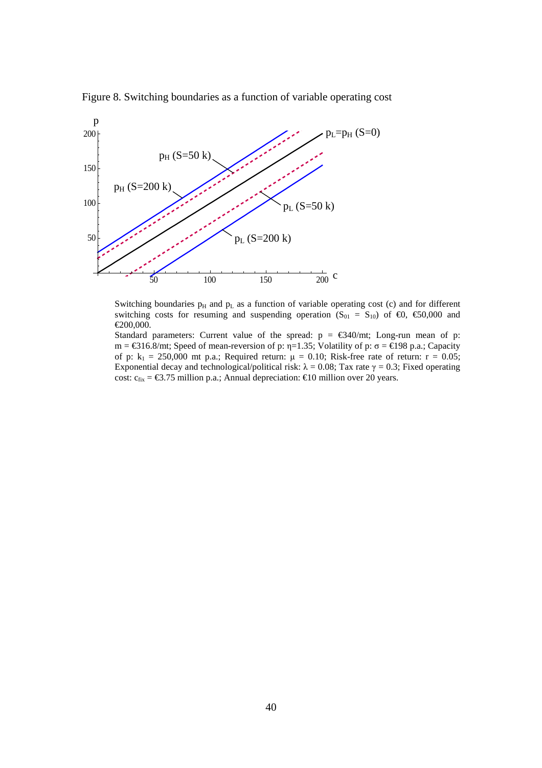Figure 8. Switching boundaries as a function of variable operating cost

Switching boundaries $p_H$ and $p_L$ as a function of variable operating cost (c) and for different switching costs for resuming and suspending operation ($S_{01} = S_{10}$) of €0, €50,000 and €200,000.

Standard parameters: Current value of the spread: p = €340/mt; Long-run mean of p: m = €316.8/mt; Speed of mean-reversion of p: $\eta$=1.35; Volatility of p: $\sigma$ = €198 p.a.; Capacity of p: $k_1$ = 250,000 mt p.a.; Required return: $\mu$ = 0.10; Risk-free rate of return: r = 0.05; Exponential decay and technological/political risk: $\lambda$ = 0.08; Tax rate $\gamma$ = 0.3; Fixed operating cost: $c_{fix}$ = €3.75 million p.a.; Annual depreciation: €10 million over 20 years.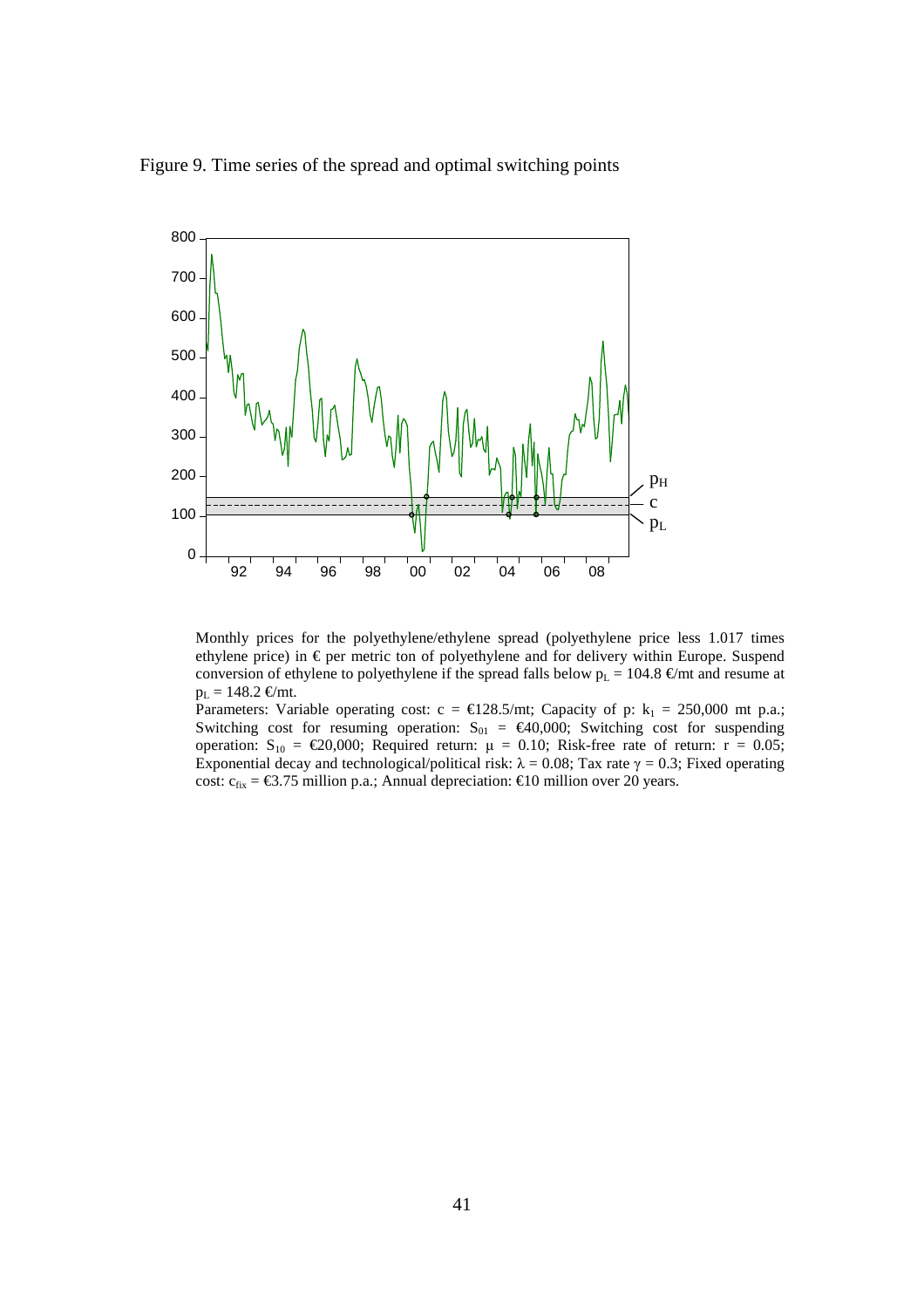Figure 9. Time series of the spread and optimal switching points

Monthly prices for the polyethylene/ethylene spread (polyethylene price less 1.017 times ethylene price) in € per metric ton of polyethylene and for delivery within Europe. Suspend conversion of ethylene to polyethylene if the spread falls below $p_L$ = 104.8 €/mt and resume at $p_L$ = 148.2 €/mt.

Parameters: Variable operating cost: c = €128.5/mt; Capacity of p: $k_1$ = 250,000 mt p.a.; Switching cost for resuming operation: $S_{01}$ = €40,000; Switching cost for suspending operation: $S_{10}$ = €20,000; Required return: $\mu$ = 0.10; Risk-free rate of return: r = 0.05; Exponential decay and technological/political risk: $\lambda$ = 0.08; Tax rate $\gamma$ = 0.3; Fixed operating cost: $c_{fix}$ = €3.75 million p.a.; Annual depreciation: €10 million over 20 years.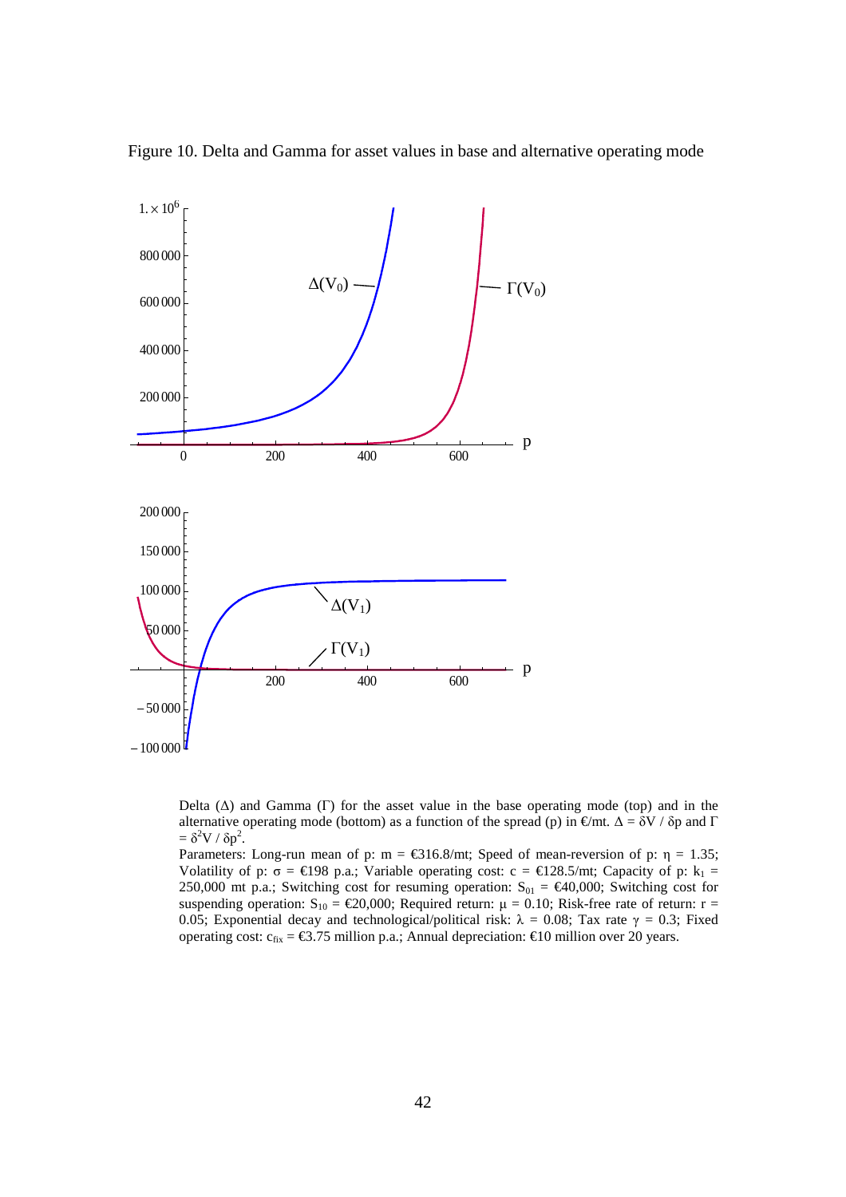Figure 10. Delta and Gamma for asset values in base and alternative operating mode

Delta ($\Delta$) and Gamma ($\Gamma$) for the asset value in the base operating mode (top) and in the alternative operating mode (bottom) as a function of the spread (p) in €/mt. $\Delta = \delta V / \delta p$ and $\Gamma = \delta^2 V / \delta p^2$.

Parameters: Long-run mean of p: m = €316.8/mt; Speed of mean-reversion of p: $\eta$ = 1.35; Volatility of p: $\sigma$ = €198 p.a.; Variable operating cost: c = €128.5/mt; Capacity of p: $k_1$ = 250,000 mt p.a.; Switching cost for resuming operation: $S_{01}$ = €40,000; Switching cost for suspending operation: $S_{10}$ = €20,000; Required return: $\mu$ = 0.10; Risk-free rate of return: r = 0.05; Exponential decay and technological/political risk: $\lambda$ = 0.08; Tax rate $\gamma$ = 0.3; Fixed operating cost: $c_{fix}$ = €3.75 million p.a.; Annual depreciation: €10 million over 20 years.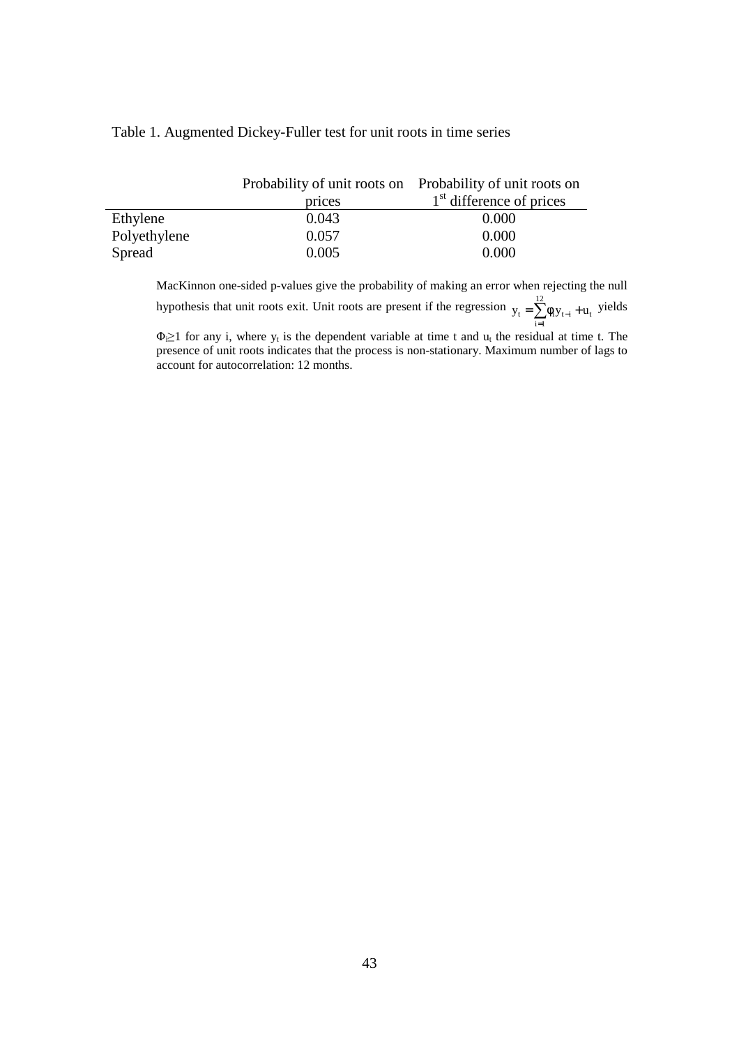Table 1. Augmented Dickey-Fuller test for unit roots in time series

| | Probability of unit roots on prices | Probability of unit roots on 1st difference of prices |
|---|---|---|
| Ethylene | 0.043 | 0.000 |
| Polyethylene | 0.057 | 0.000 |
| Spread | 0.005 | 0.000 |

MacKinnon one-sided p-values give the probability of making an error when rejecting the null hypothesis that unit roots exit. Unit roots are present if the regression $y_t = \sum_{i=1}^{12} \phi_i y_{t-i} + u_t$ yields $\Phi_i \geq 1$ for any i, where $y_t$ is the dependent variable at time t and $u_t$ the residual at time t. The presence of unit roots indicates that the process is non-stationary. Maximum number of lags to account for autocorrelation: 12 months.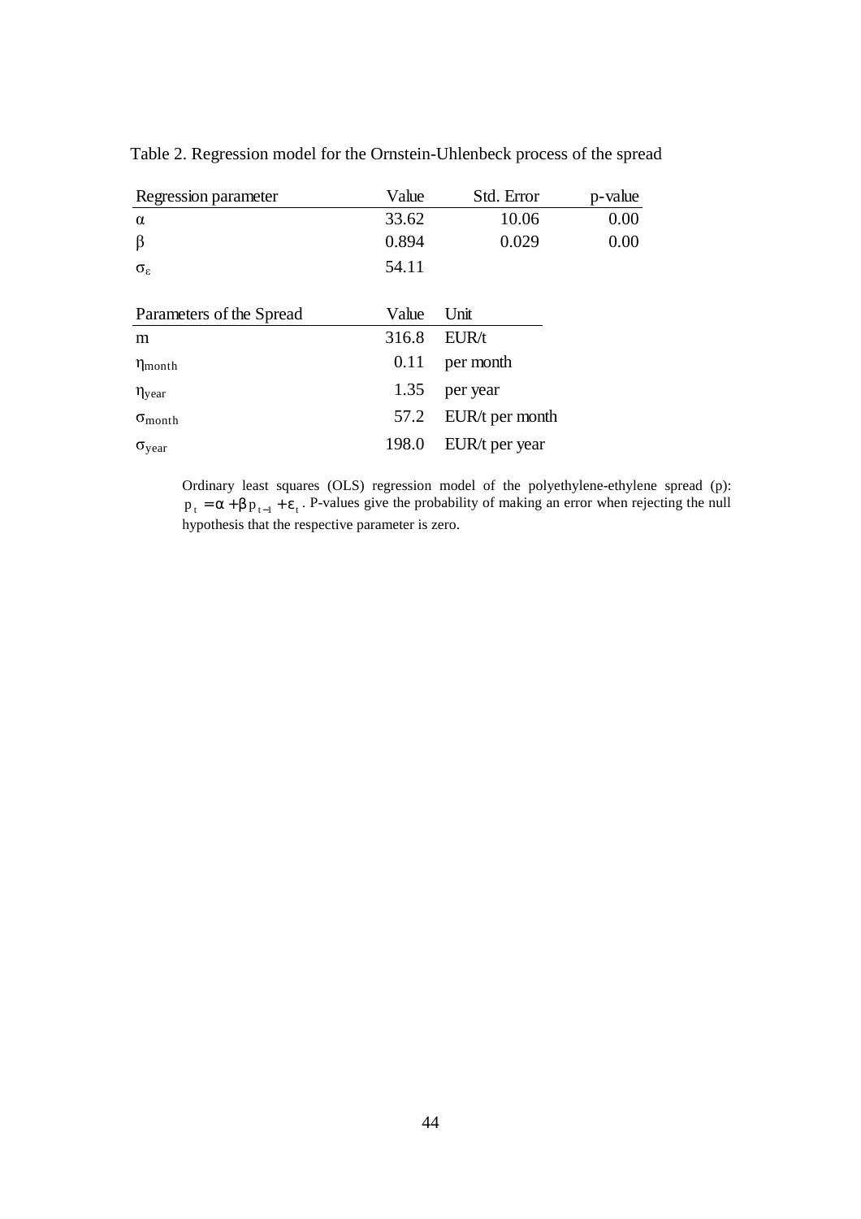Table 2. Regression model for the Ornstein-Uhlenbeck process of the spread

| Regression parameter | Value | Std. Error | p-value |
|---|---|---|---|
| $\alpha$ | 33.62 | 10.06 | 0.00 |
| $\beta$ | 0.894 | 0.029 | 0.00 |
| $\sigma_\varepsilon$ | 54.11 | | |

| Parameters of the Spread | Value | Unit |
|---|---|---|
| m | 316.8 | EUR/t |
| $\eta_{month}$ | 0.11 | per month |
| $\eta_{year}$ | 1.35 | per year |
| $\sigma_{month}$ | 57.2 | EUR/t per month |
| $\sigma_{year}$ | 198.0 | EUR/t per year |

Ordinary least squares (OLS) regression model of the polyethylene-ethylene spread (p): $p_t = \alpha + \beta p_{t-1} + \varepsilon_t$. P-values give the probability of making an error when rejecting the null hypothesis that the respective parameter is zero.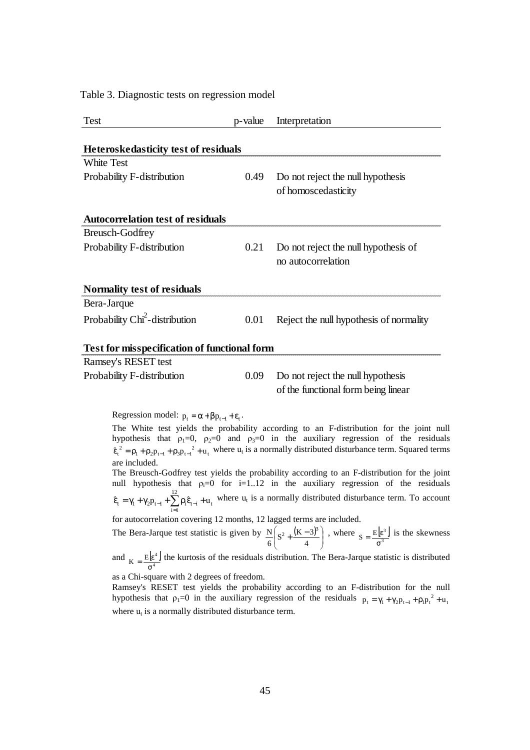Table 3. Diagnostic tests on regression model

| Test | p-value | Interpretation |
|---|---|---|
| **Heteroskedasticity test of residuals** | | |
| White Test | | |
| Probability F-distribution | 0.49 | Do not reject the null hypothesis of homoscedasticity |
| **Autocorrelation test of residuals** | | |
| Breusch-Godfrey | | |
| Probability F-distribution | 0.21 | Do not reject the null hypothesis of no autocorrelation |
| **Normality test of residuals** | | |
| Bera-Jarque | | |
| Probability $Chi^2$-distribution | 0.01 | Reject the null hypothesis of normality |
| **Test for misspecification of functional form** | | |
| Ramsey's RESET test | | |
| Probability F-distribution | 0.09 | Do not reject the null hypothesis of the functional form being linear |

Regression model: $p_t = \alpha + \beta p_{t-1} + \varepsilon_t$.

The White test yields the probability according to an F-distribution for the joint null hypothesis that $\rho_1=0$, $\rho_2=0$ and $\rho_3=0$ in the auxiliary regression of the residuals $\hat{\varepsilon}_t^{\,2} = \rho_1 + \rho_2 p_{t-1} + \rho_3 p_{t-1}^{\,2} + u_t$ where $u_t$ is a normally distributed disturbance term. Squared terms are included.

The Breusch-Godfrey test yields the probability according to an F-distribution for the joint null hypothesis that $\rho_i=0$ for i=1..12 in the auxiliary regression of the residuals $\hat{\varepsilon}_t = \gamma_1 + \gamma_2 p_{t-1} + \sum_{i=1}^{12} \rho_i \hat{\varepsilon}_{t-i} + u_t$ where $u_t$ is a normally distributed disturbance term. To account for autocorrelation covering 12 months, 12 lagged terms are included.

The Bera-Jarque test statistic is given by $\frac{N}{6}\left(S^2 + \frac{(K-3)^3}{4}\right)$, where $S = \frac{E\lfloor \varepsilon^3 \rfloor}{\sigma^3}$ is the skewness and $K = \frac{E\lfloor \varepsilon^4 \rfloor}{\sigma^4}$ the kurtosis of the residuals distribution. The Bera-Jarque statistic is distributed as a Chi-square with 2 degrees of freedom.

Ramsey's RESET test yields the probability according to an F-distribution for the null hypothesis that $\rho_1=0$ in the auxiliary regression of the residuals $p_t = \gamma_1 + \gamma_2 p_{t-1} + \rho_1 p_t^{\,2} + u_t$ where $u_t$ is a normally distributed disturbance term.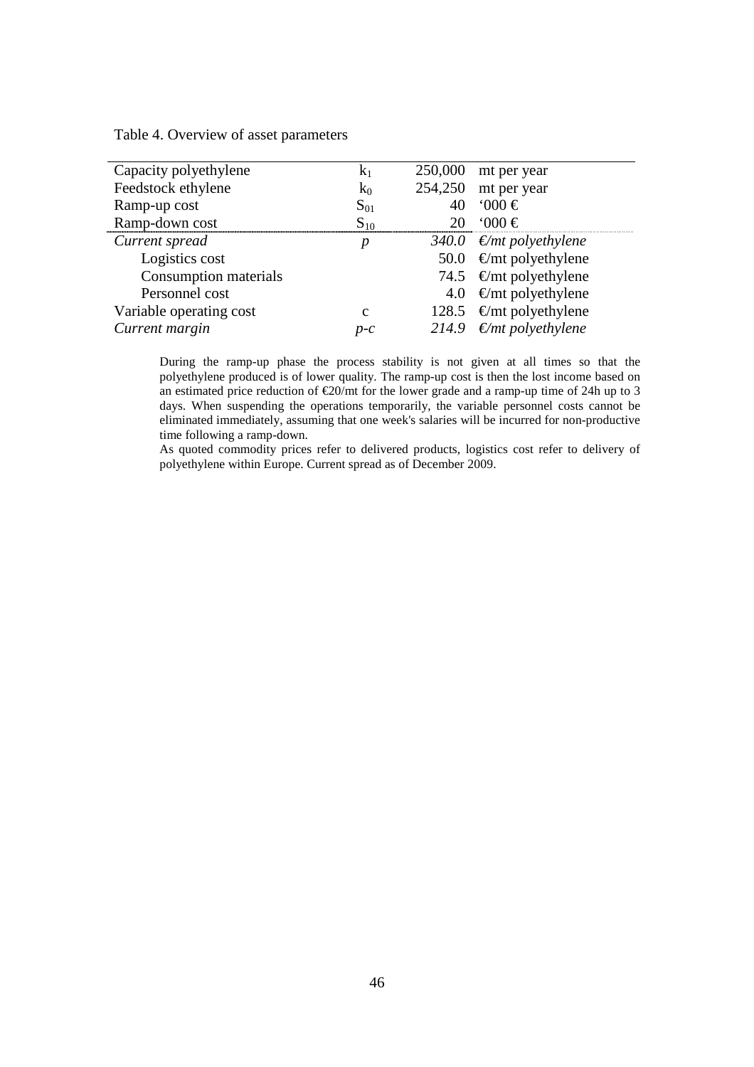Table 4. Overview of asset parameters

| | | | |
|---|---|---|---|
| Capacity polyethylene | $k_1$ | 250,000 | mt per year |
| Feedstock ethylene | $k_0$ | 254,250 | mt per year |
| Ramp-up cost | $S_{01}$ | 40 | '000 € |
| Ramp-down cost | $S_{10}$ | 20 | '000 € |
| *Current spread* | $p$ | *340.0* | *€/mt polyethylene* |
| Logistics cost | | 50.0 | €/mt polyethylene |
| Consumption materials | | 74.5 | €/mt polyethylene |
| Personnel cost | | 4.0 | €/mt polyethylene |
| Variable operating cost | $c$ | 128.5 | €/mt polyethylene |
| *Current margin* | $p$-$c$ | *214.9* | *€/mt polyethylene* |

During the ramp-up phase the process stability is not given at all times so that the polyethylene produced is of lower quality. The ramp-up cost is then the lost income based on an estimated price reduction of €20/mt for the lower grade and a ramp-up time of 24h up to 3 days. When suspending the operations temporarily, the variable personnel costs cannot be eliminated immediately, assuming that one week's salaries will be incurred for non-productive time following a ramp-down.

As quoted commodity prices refer to delivered products, logistics cost refer to delivery of polyethylene within Europe. Current spread as of December 2009.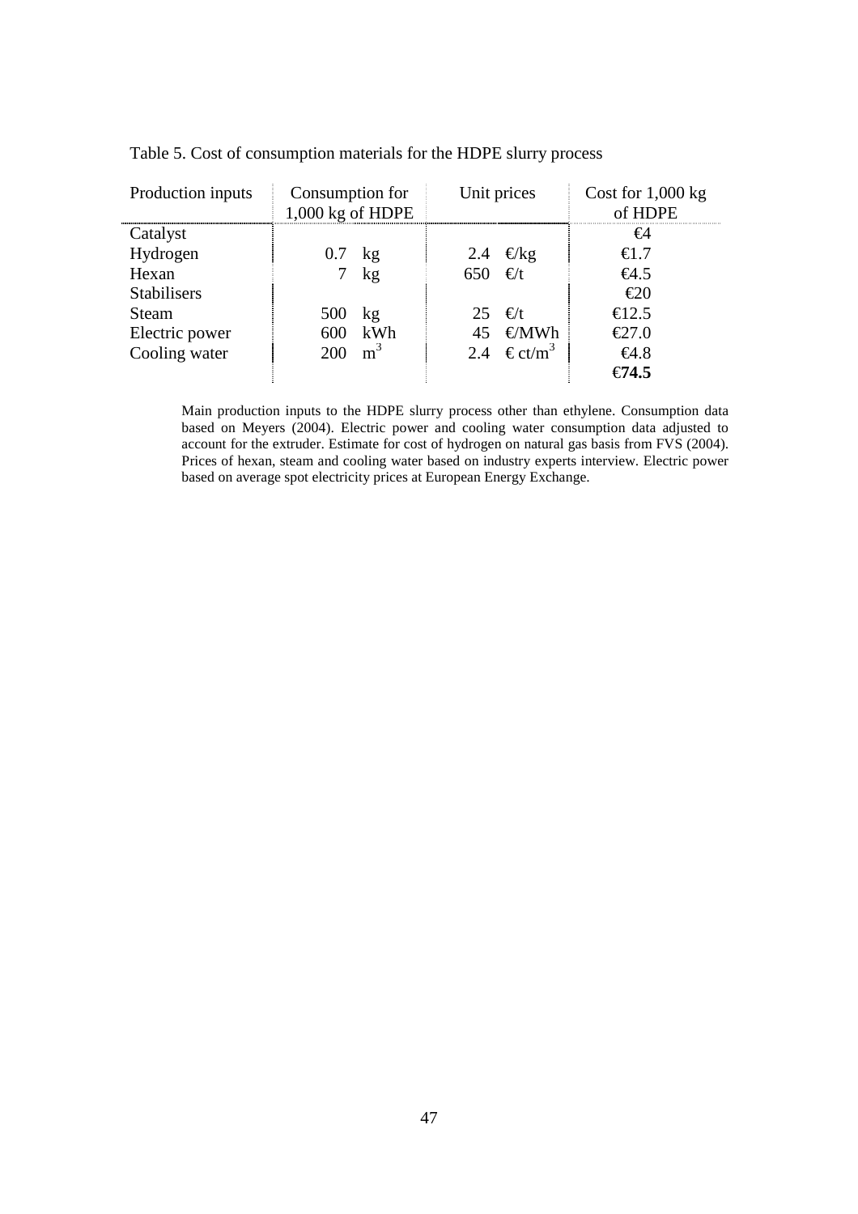Table 5. Cost of consumption materials for the HDPE slurry process

| Production inputs | Consumption for 1,000 kg of HDPE | Unit prices | Cost for 1,000 kg of HDPE |
|---|---|---|---|
| Catalyst | | | €4 |
| Hydrogen | 0.7 kg | 2.4 €/kg | €1.7 |
| Hexan | 7 kg | 650 €/t | €4.5 |
| Stabilisers | | | €20 |
| Steam | 500 kg | 25 €/t | €12.5 |
| Electric power | 600 kWh | 45 €/MWh | €27.0 |
| Cooling water | 200 $m^3$ | 2.4 € ct/$m^3$ | €4.8 |
| | | | **€74.5** |

Main production inputs to the HDPE slurry process other than ethylene. Consumption data based on Meyers (2004). Electric power and cooling water consumption data adjusted to account for the extruder. Estimate for cost of hydrogen on natural gas basis from FVS (2004). Prices of hexan, steam and cooling water based on industry experts interview. Electric power based on average spot electricity prices at European Energy Exchange.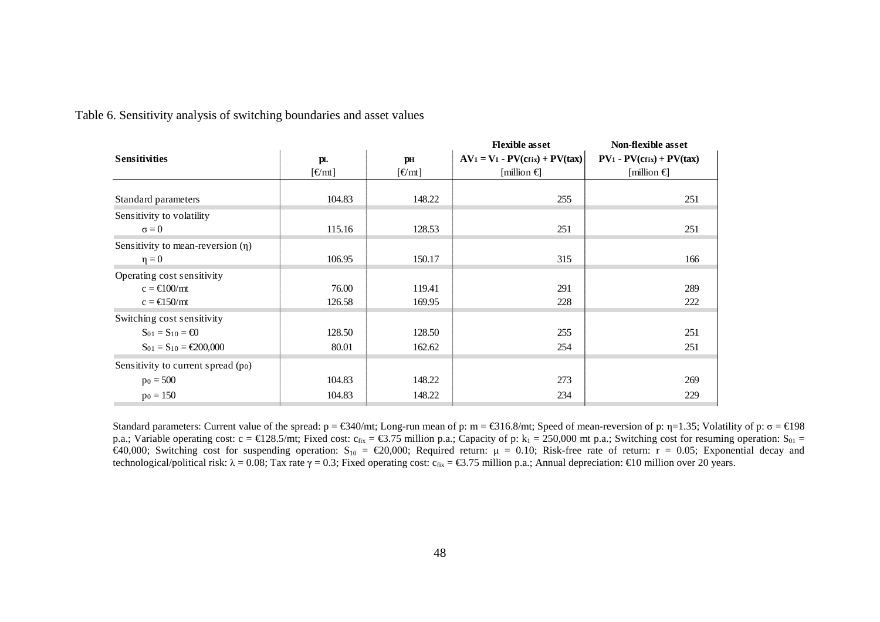Table 6. Sensitivity analysis of switching boundaries and asset values

| Sensitivities | $p_L$ [€/mt] | $p_H$ [€/mt] | Flexible asset $AV_1 = V_1 - PV(c_{fix}) + PV(tax)$ [million €] | Non-flexible asset $PV_1 - PV(c_{fix}) + PV(tax)$ [million €] |
|---|---|---|---|---|
| Standard parameters | 104.83 | 148.22 | 255 | 251 |
| Sensitivity to volatility | | | | |
| $\sigma = 0$ | 115.16 | 128.53 | 251 | 251 |
| Sensitivity to mean-reversion ($\eta$) | | | | |
| $\eta = 0$ | 106.95 | 150.17 | 315 | 166 |
| Operating cost sensitivity | | | | |
| $c$ = €100/mt | 76.00 | 119.41 | 291 | 289 |
| $c$ = €150/mt | 126.58 | 169.95 | 228 | 222 |
| Switching cost sensitivity | | | | |
| $S_{01} = S_{10}$ = €0 | 128.50 | 128.50 | 255 | 251 |
| $S_{01} = S_{10}$ = €200,000 | 80.01 | 162.62 | 254 | 251 |
| Sensitivity to current spread ($p_0$) | | | | |
| $p_0 = 500$ | 104.83 | 148.22 | 273 | 269 |
| $p_0 = 150$ | 104.83 | 148.22 | 234 | 229 |

Standard parameters: Current value of the spread: $p$ = €340/mt; Long-run mean of p: $m$ = €316.8/mt; Speed of mean-reversion of p: $\eta$=1.35; Volatility of p: $\sigma$ = €198 p.a.; Variable operating cost: $c$ = €128.5/mt; Fixed cost: $c_{fix}$ = €3.75 million p.a.; Capacity of p: $k_1$ = 250,000 mt p.a.; Switching cost for resuming operation: $S_{01}$ = €40,000; Switching cost for suspending operation: $S_{10}$ = €20,000; Required return: $\mu$ = 0.10; Risk-free rate of return: $r$ = 0.05; Exponential decay and technological/political risk: $\lambda$ = 0.08; Tax rate $\gamma$ = 0.3; Fixed operating cost: $c_{fix}$ = €3.75 million p.a.; Annual depreciation: €10 million over 20 years.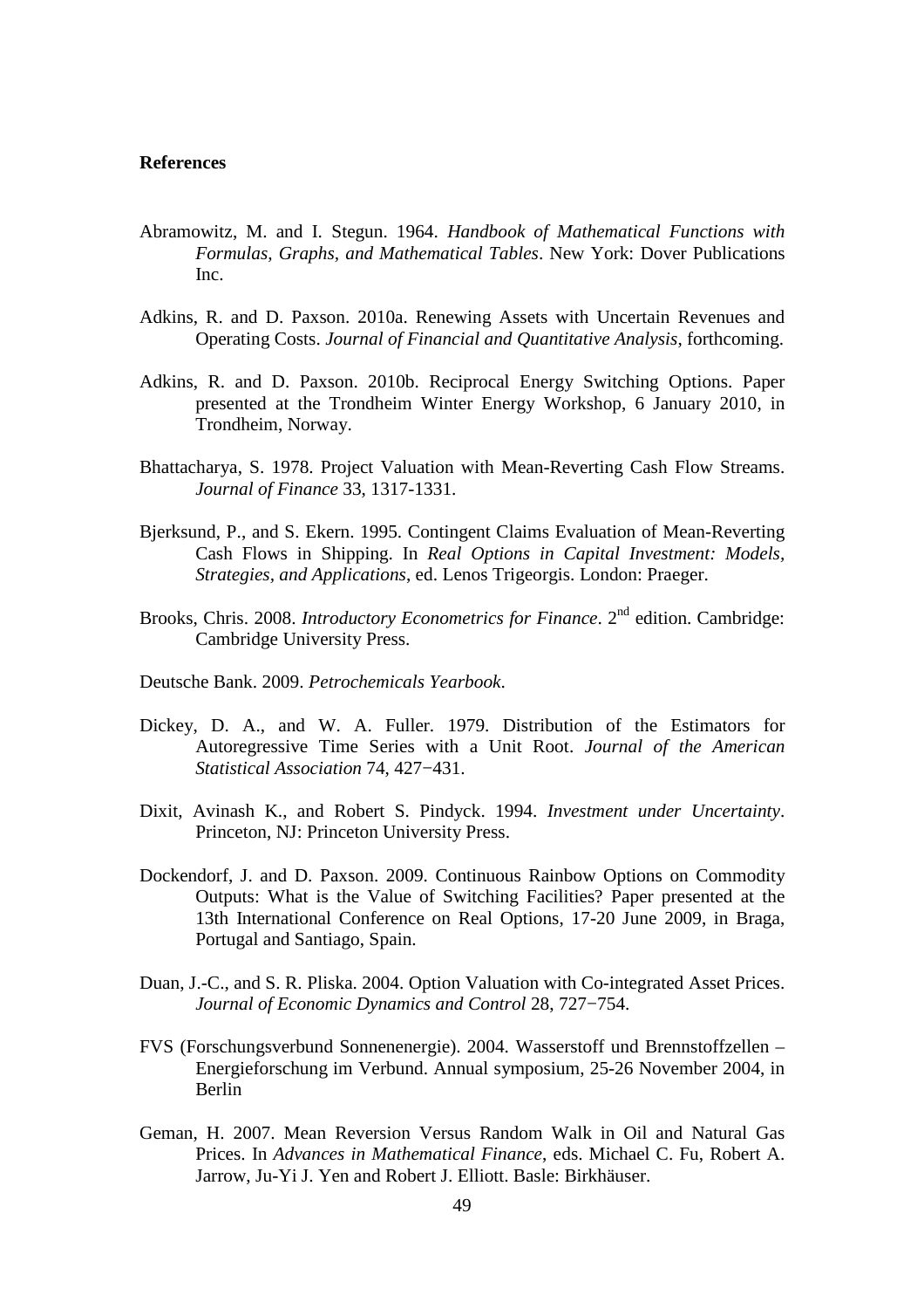**References**

Abramowitz, M. and I. Stegun. 1964. *Handbook of Mathematical Functions with Formulas, Graphs, and Mathematical Tables*. New York: Dover Publications Inc.

Adkins, R. and D. Paxson. 2010a. Renewing Assets with Uncertain Revenues and Operating Costs. *Journal of Financial and Quantitative Analysis*, forthcoming.

Adkins, R. and D. Paxson. 2010b. Reciprocal Energy Switching Options. Paper presented at the Trondheim Winter Energy Workshop, 6 January 2010, in Trondheim, Norway.

Bhattacharya, S. 1978. Project Valuation with Mean-Reverting Cash Flow Streams. *Journal of Finance* 33, 1317-1331.

Bjerksund, P., and S. Ekern. 1995. Contingent Claims Evaluation of Mean-Reverting Cash Flows in Shipping. In *Real Options in Capital Investment: Models, Strategies, and Applications*, ed. Lenos Trigeorgis. London: Praeger.

Brooks, Chris. 2008. *Introductory Econometrics for Finance*. 2nd edition. Cambridge: Cambridge University Press.

Deutsche Bank. 2009. *Petrochemicals Yearbook*.

Dickey, D. A., and W. A. Fuller. 1979. Distribution of the Estimators for Autoregressive Time Series with a Unit Root. *Journal of the American Statistical Association* 74, 427−431.

Dixit, Avinash K., and Robert S. Pindyck. 1994. *Investment under Uncertainty*. Princeton, NJ: Princeton University Press.

Dockendorf, J. and D. Paxson. 2009. Continuous Rainbow Options on Commodity Outputs: What is the Value of Switching Facilities? Paper presented at the 13th International Conference on Real Options, 17-20 June 2009, in Braga, Portugal and Santiago, Spain.

Duan, J.-C., and S. R. Pliska. 2004. Option Valuation with Co-integrated Asset Prices. *Journal of Economic Dynamics and Control* 28, 727−754.

FVS (Forschungsverbund Sonnenenergie). 2004. Wasserstoff und Brennstoffzellen – Energieforschung im Verbund. Annual symposium, 25-26 November 2004, in Berlin

Geman, H. 2007. Mean Reversion Versus Random Walk in Oil and Natural Gas Prices. In *Advances in Mathematical Finance*, eds. Michael C. Fu, Robert A. Jarrow, Ju-Yi J. Yen and Robert J. Elliott. Basle: Birkhäuser.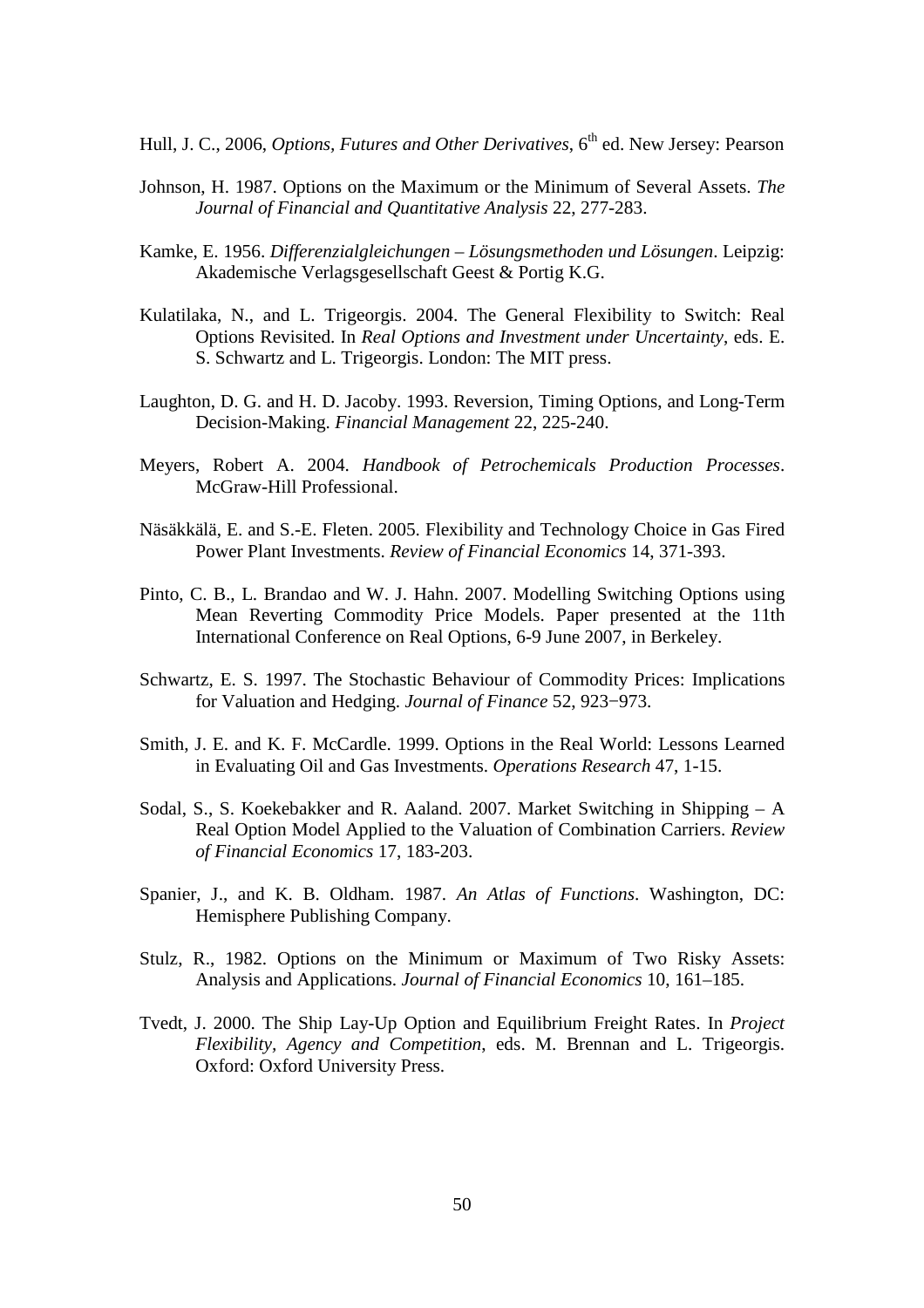Hull, J. C., 2006, *Options, Futures and Other Derivatives*, 6th ed. New Jersey: Pearson

Johnson, H. 1987. Options on the Maximum or the Minimum of Several Assets. *The Journal of Financial and Quantitative Analysis* 22, 277-283.

Kamke, E. 1956. *Differenzialgleichungen – Lösungsmethoden und Lösungen*. Leipzig: Akademische Verlagsgesellschaft Geest & Portig K.G.

Kulatilaka, N., and L. Trigeorgis. 2004. The General Flexibility to Switch: Real Options Revisited. In *Real Options and Investment under Uncertainty*, eds. E. S. Schwartz and L. Trigeorgis. London: The MIT press.

Laughton, D. G. and H. D. Jacoby. 1993. Reversion, Timing Options, and Long-Term Decision-Making. *Financial Management* 22, 225-240.

Meyers, Robert A. 2004. *Handbook of Petrochemicals Production Processes*. McGraw-Hill Professional.

Näsäkkälä, E. and S.-E. Fleten. 2005. Flexibility and Technology Choice in Gas Fired Power Plant Investments. *Review of Financial Economics* 14, 371-393.

Pinto, C. B., L. Brandao and W. J. Hahn. 2007. Modelling Switching Options using Mean Reverting Commodity Price Models. Paper presented at the 11th International Conference on Real Options, 6-9 June 2007, in Berkeley.

Schwartz, E. S. 1997. The Stochastic Behaviour of Commodity Prices: Implications for Valuation and Hedging. *Journal of Finance* 52, 923−973.

Smith, J. E. and K. F. McCardle. 1999. Options in the Real World: Lessons Learned in Evaluating Oil and Gas Investments. *Operations Research* 47, 1-15.

Sodal, S., S. Koekebakker and R. Aaland. 2007. Market Switching in Shipping – A Real Option Model Applied to the Valuation of Combination Carriers. *Review of Financial Economics* 17, 183-203.

Spanier, J., and K. B. Oldham. 1987. *An Atlas of Functions*. Washington, DC: Hemisphere Publishing Company.

Stulz, R., 1982. Options on the Minimum or Maximum of Two Risky Assets: Analysis and Applications. *Journal of Financial Economics* 10, 161–185.

Tvedt, J. 2000. The Ship Lay-Up Option and Equilibrium Freight Rates. In *Project Flexibility, Agency and Competition*, eds. M. Brennan and L. Trigeorgis. Oxford: Oxford University Press.